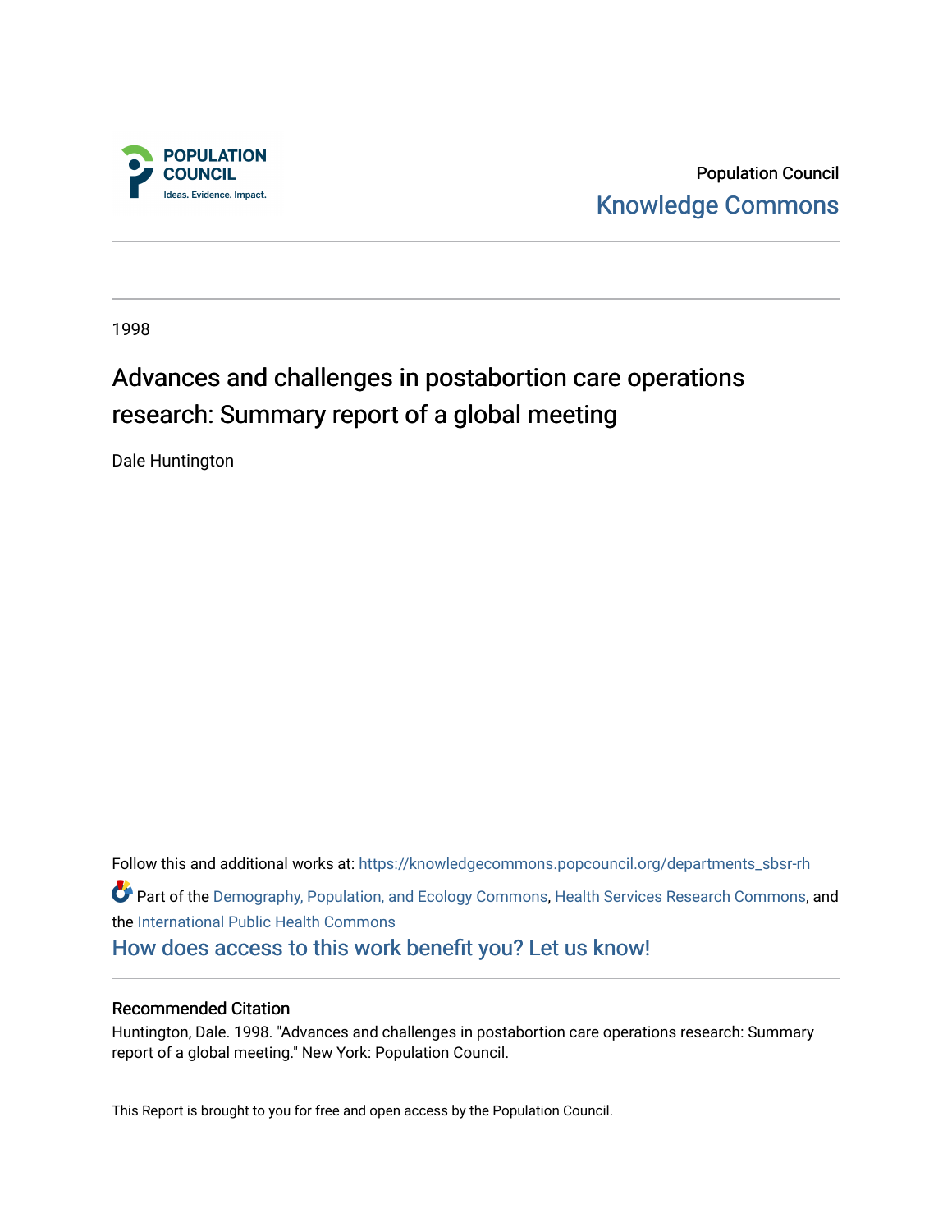Population Council
Knowledge Commons

1998

# Advances and challenges in postabortion care operations research: Summary report of a global meeting

Dale Huntington

Follow this and additional works at: https://knowledgecommons.popcouncil.org/departments_sbsr-rh

Part of the Demography, Population, and Ecology Commons, Health Services Research Commons, and the International Public Health Commons

How does access to this work benefit you? Let us know!

## Recommended Citation

Huntington, Dale. 1998. "Advances and challenges in postabortion care operations research: Summary report of a global meeting." New York: Population Council.

This Report is brought to you for free and open access by the Population Council.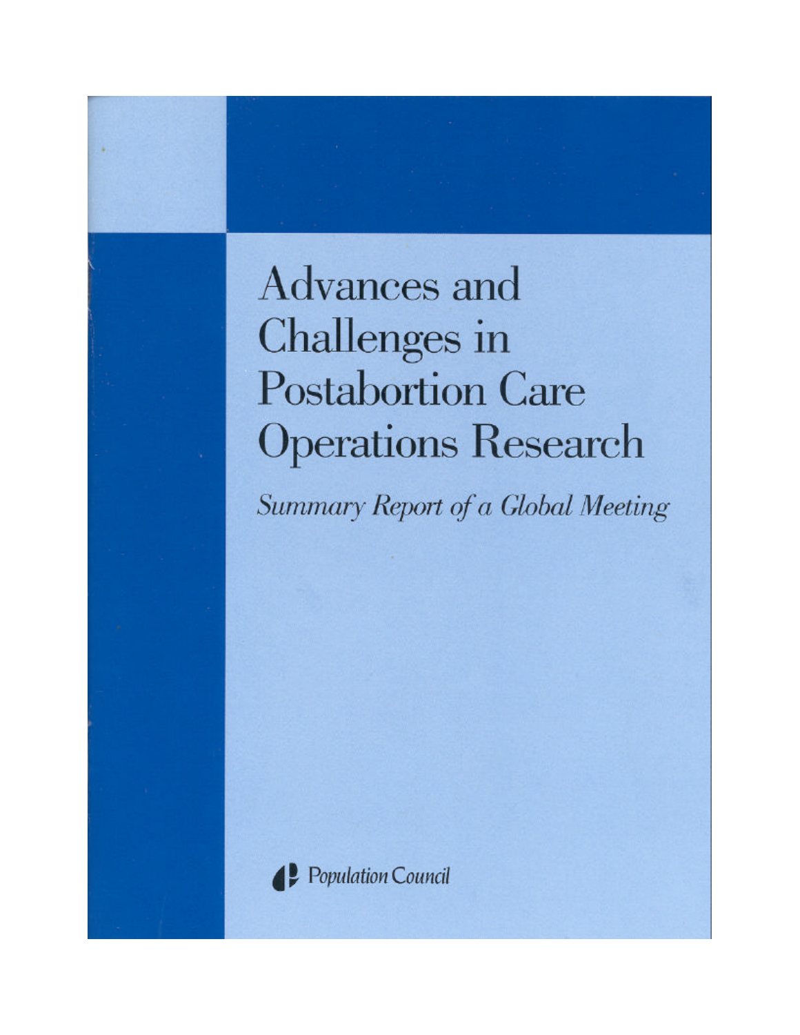# Advances and Challenges in Postabortion Care Operations Research

*Summary Report of a Global Meeting*

Population Council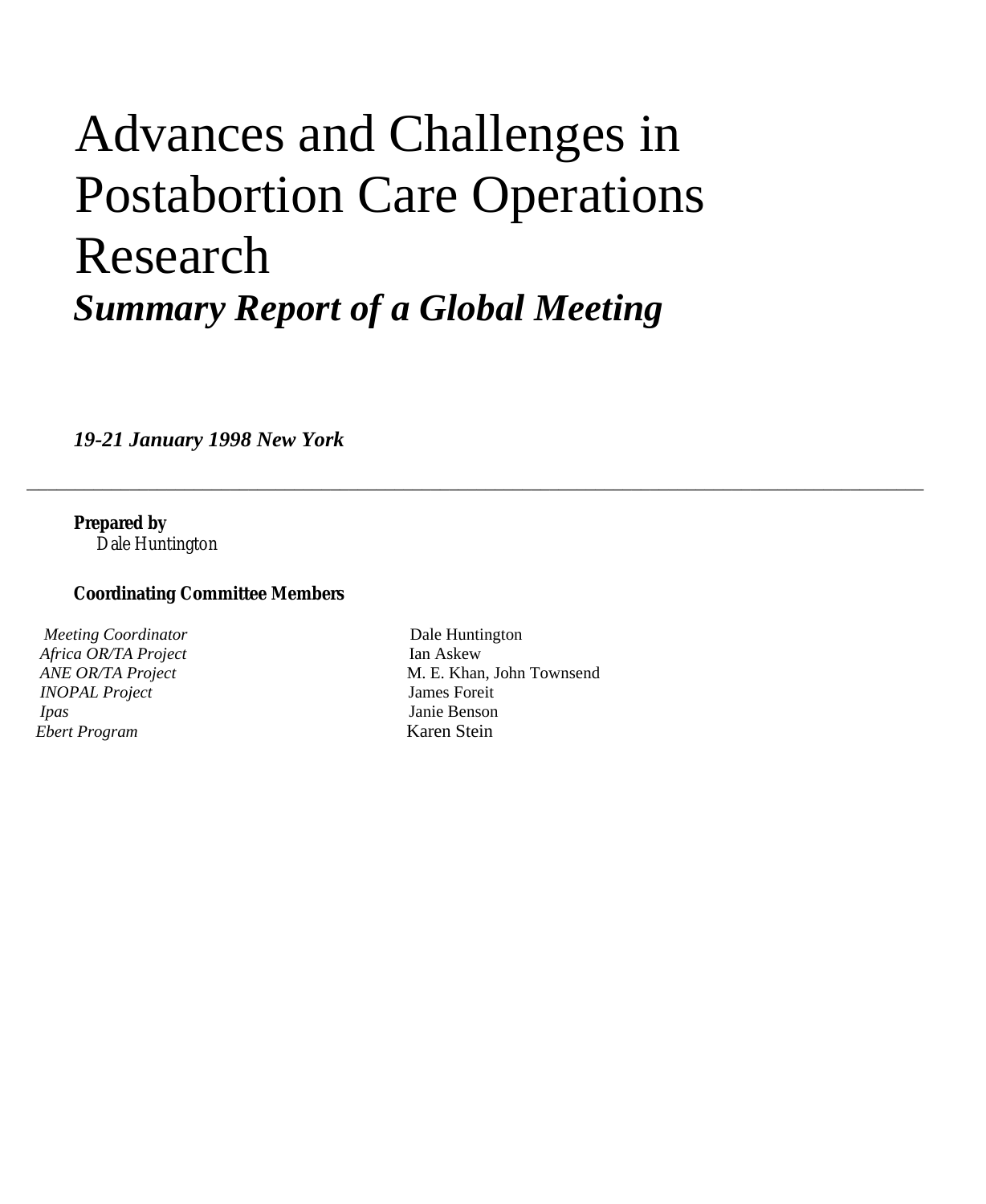# Advances and Challenges in Postabortion Care Operations Research

## *Summary Report of a Global Meeting*

***19-21 January 1998 New York***

---

**Prepared by**
Dale Huntington

**Coordinating Committee Members**

| | |
|---|---|
| *Meeting Coordinator* | Dale Huntington |
| *Africa OR/TA Project* | Ian Askew |
| *ANE OR/TA Project* | M. E. Khan, John Townsend |
| *INOPAL Project* | James Foreit |
| *Ipas* | Janie Benson |
| *Ebert Program* | Karen Stein |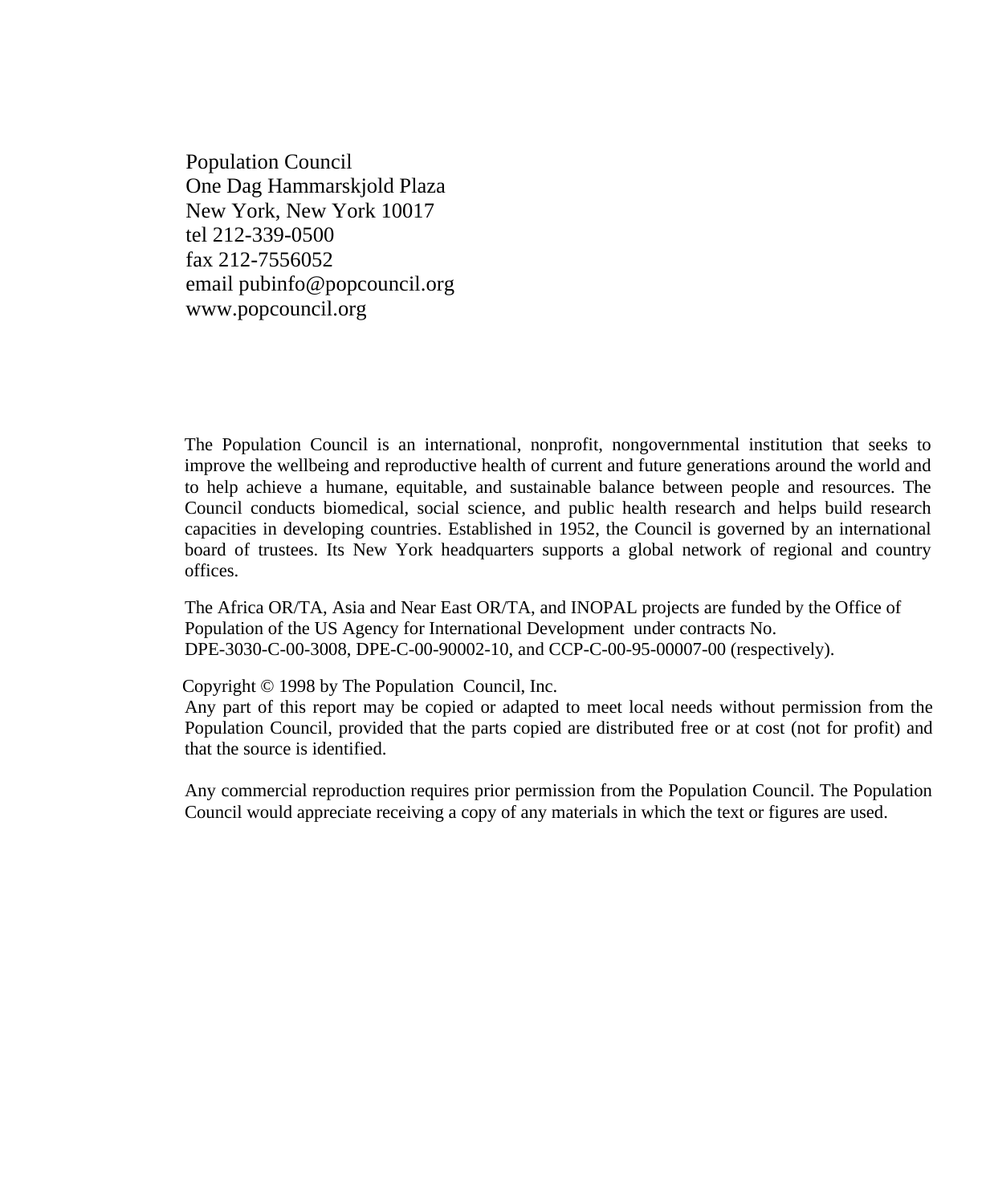Population Council
One Dag Hammarskjold Plaza
New York, New York 10017
tel 212-339-0500
fax 212-7556052
email pubinfo@popcouncil.org
www.popcouncil.org

The Population Council is an international, nonprofit, nongovernmental institution that seeks to improve the wellbeing and reproductive health of current and future generations around the world and to help achieve a humane, equitable, and sustainable balance between people and resources. The Council conducts biomedical, social science, and public health research and helps build research capacities in developing countries. Established in 1952, the Council is governed by an international board of trustees. Its New York headquarters supports a global network of regional and country offices.

The Africa OR/TA, Asia and Near East OR/TA, and INOPAL projects are funded by the Office of Population of the US Agency for International Development under contracts No. DPE-3030-C-00-3008, DPE-C-00-90002-10, and CCP-C-00-95-00007-00 (respectively).

Copyright © 1998 by The Population Council, Inc.
Any part of this report may be copied or adapted to meet local needs without permission from the Population Council, provided that the parts copied are distributed free or at cost (not for profit) and that the source is identified.

Any commercial reproduction requires prior permission from the Population Council. The Population Council would appreciate receiving a copy of any materials in which the text or figures are used.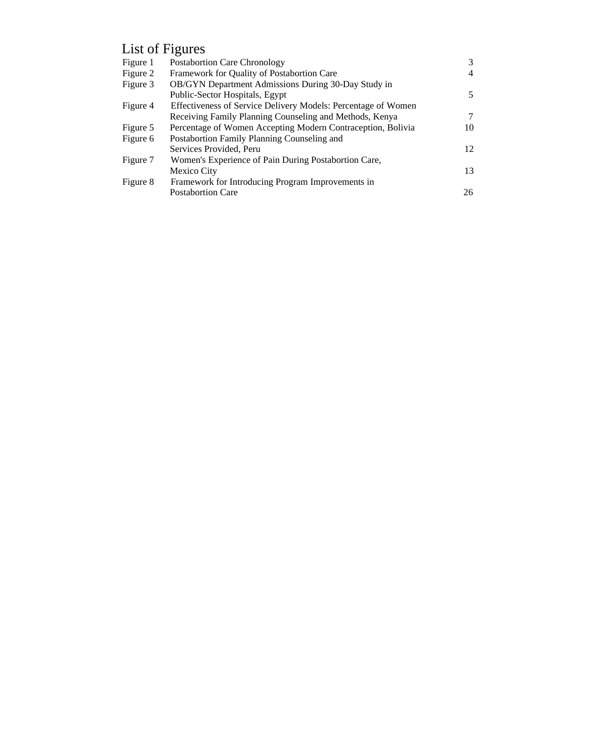# List of Figures

| | | |
|---|---|---|
| Figure 1 | Postabortion Care Chronology | 3 |
| Figure 2 | Framework for Quality of Postabortion Care | 4 |
| Figure 3 | OB/GYN Department Admissions During 30-Day Study in Public-Sector Hospitals, Egypt | 5 |
| Figure 4 | Effectiveness of Service Delivery Models: Percentage of Women Receiving Family Planning Counseling and Methods, Kenya | 7 |
| Figure 5 | Percentage of Women Accepting Modern Contraception, Bolivia | 10 |
| Figure 6 | Postabortion Family Planning Counseling and Services Provided, Peru | 12 |
| Figure 7 | Women's Experience of Pain During Postabortion Care, Mexico City | 13 |
| Figure 8 | Framework for Introducing Program Improvements in Postabortion Care | 26 |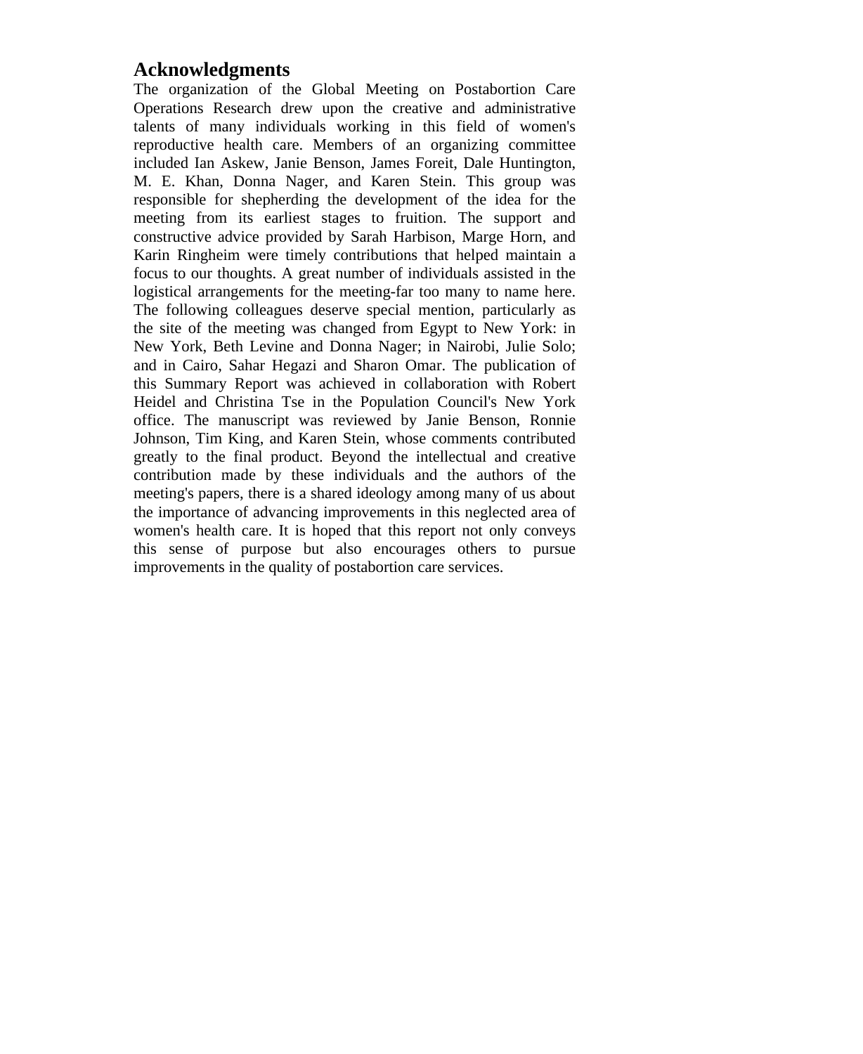## Acknowledgments

The organization of the Global Meeting on Postabortion Care Operations Research drew upon the creative and administrative talents of many individuals working in this field of women's reproductive health care. Members of an organizing committee included Ian Askew, Janie Benson, James Foreit, Dale Huntington, M. E. Khan, Donna Nager, and Karen Stein. This group was responsible for shepherding the development of the idea for the meeting from its earliest stages to fruition. The support and constructive advice provided by Sarah Harbison, Marge Horn, and Karin Ringheim were timely contributions that helped maintain a focus to our thoughts. A great number of individuals assisted in the logistical arrangements for the meeting-far too many to name here. The following colleagues deserve special mention, particularly as the site of the meeting was changed from Egypt to New York: in New York, Beth Levine and Donna Nager; in Nairobi, Julie Solo; and in Cairo, Sahar Hegazi and Sharon Omar. The publication of this Summary Report was achieved in collaboration with Robert Heidel and Christina Tse in the Population Council's New York office. The manuscript was reviewed by Janie Benson, Ronnie Johnson, Tim King, and Karen Stein, whose comments contributed greatly to the final product. Beyond the intellectual and creative contribution made by these individuals and the authors of the meeting's papers, there is a shared ideology among many of us about the importance of advancing improvements in this neglected area of women's health care. It is hoped that this report not only conveys this sense of purpose but also encourages others to pursue improvements in the quality of postabortion care services.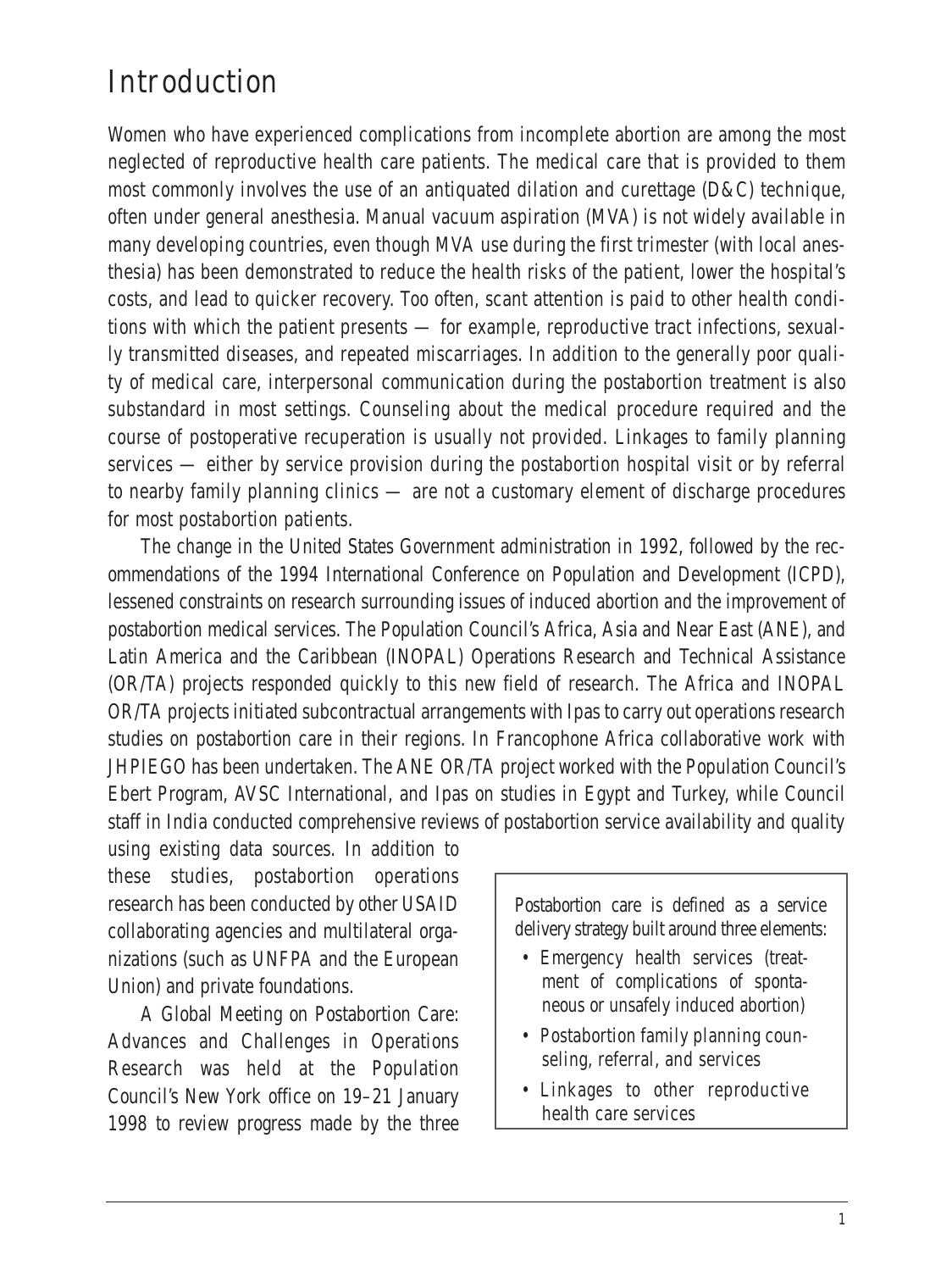# Introduction

Women who have experienced complications from incomplete abortion are among the most neglected of reproductive health care patients. The medical care that is provided to them most commonly involves the use of an antiquated dilation and curettage (D&C) technique, often under general anesthesia. Manual vacuum aspiration (MVA) is not widely available in many developing countries, even though MVA use during the first trimester (with local anesthesia) has been demonstrated to reduce the health risks of the patient, lower the hospital's costs, and lead to quicker recovery. Too often, scant attention is paid to other health conditions with which the patient presents — for example, reproductive tract infections, sexually transmitted diseases, and repeated miscarriages. In addition to the generally poor quality of medical care, interpersonal communication during the postabortion treatment is also substandard in most settings. Counseling about the medical procedure required and the course of postoperative recuperation is usually not provided. Linkages to family planning services — either by service provision during the postabortion hospital visit or by referral to nearby family planning clinics — are not a customary element of discharge procedures for most postabortion patients.

The change in the United States Government administration in 1992, followed by the recommendations of the 1994 International Conference on Population and Development (ICPD), lessened constraints on research surrounding issues of induced abortion and the improvement of postabortion medical services. The Population Council's Africa, Asia and Near East (ANE), and Latin America and the Caribbean (INOPAL) Operations Research and Technical Assistance (OR/TA) projects responded quickly to this new field of research. The Africa and INOPAL OR/TA projects initiated subcontractual arrangements with Ipas to carry out operations research studies on postabortion care in their regions. In Francophone Africa collaborative work with JHPIEGO has been undertaken. The ANE OR/TA project worked with the Population Council's Ebert Program, AVSC International, and Ipas on studies in Egypt and Turkey, while Council staff in India conducted comprehensive reviews of postabortion service availability and quality using existing data sources. In addition to these studies, postabortion operations research has been conducted by other USAID collaborating agencies and multilateral organizations (such as UNFPA and the European Union) and private foundations.

A Global Meeting on Postabortion Care: Advances and Challenges in Operations Research was held at the Population Council's New York office on 19–21 January 1998 to review progress made by the three

> Postabortion care is defined as a service delivery strategy built around three elements:
>
> - Emergency health services (treatment of complications of spontaneous or unsafely induced abortion)
> - Postabortion family planning counseling, referral, and services
> - Linkages to other reproductive health care services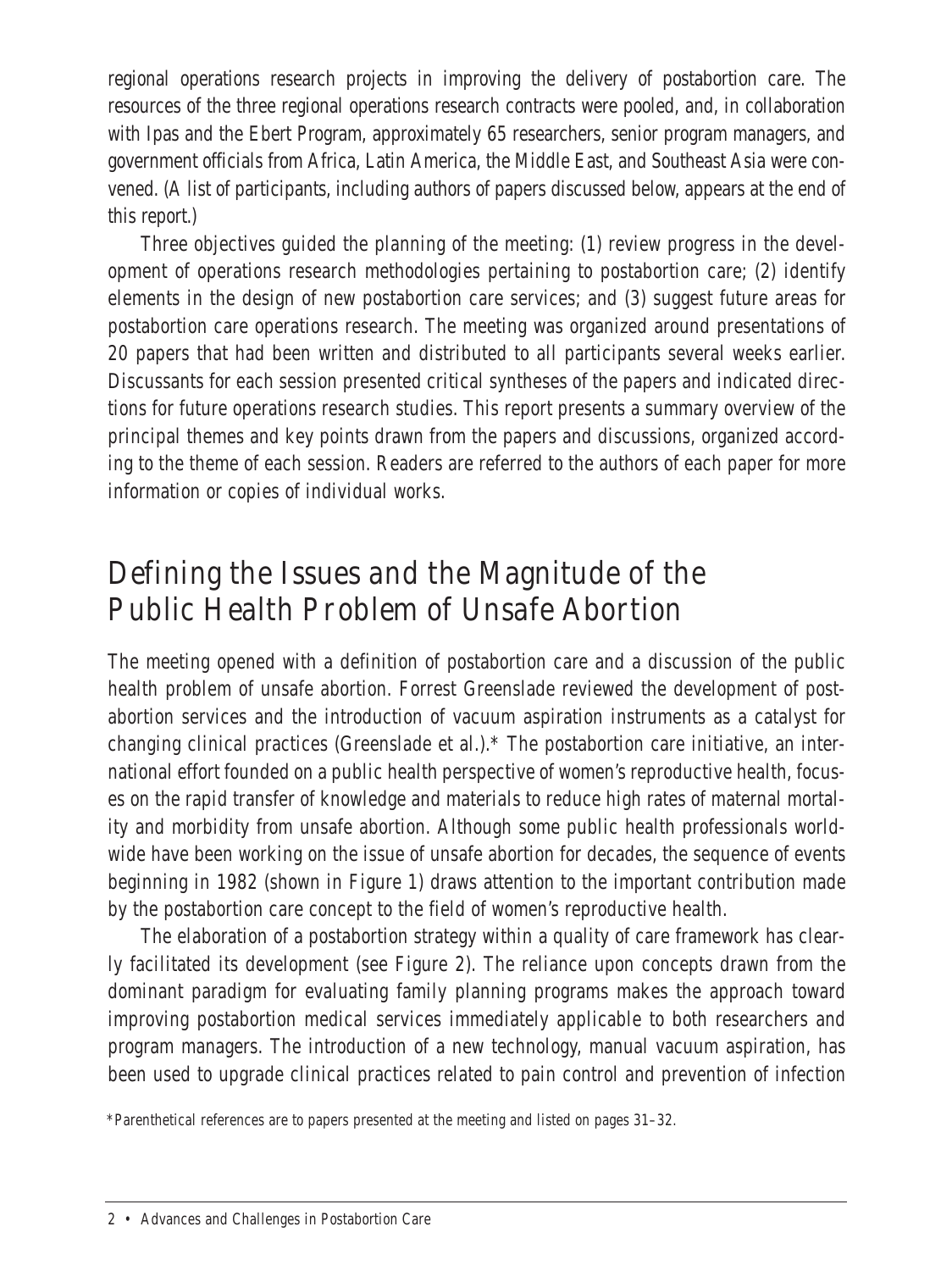regional operations research projects in improving the delivery of postabortion care. The resources of the three regional operations research contracts were pooled, and, in collaboration with Ipas and the Ebert Program, approximately 65 researchers, senior program managers, and government officials from Africa, Latin America, the Middle East, and Southeast Asia were convened. (A list of participants, including authors of papers discussed below, appears at the end of this report.)

Three objectives guided the planning of the meeting: (1) review progress in the development of operations research methodologies pertaining to postabortion care; (2) identify elements in the design of new postabortion care services; and (3) suggest future areas for postabortion care operations research. The meeting was organized around presentations of 20 papers that had been written and distributed to all participants several weeks earlier. Discussants for each session presented critical syntheses of the papers and indicated directions for future operations research studies. This report presents a summary overview of the principal themes and key points drawn from the papers and discussions, organized according to the theme of each session. Readers are referred to the authors of each paper for more information or copies of individual works.

## Defining the Issues and the Magnitude of the Public Health Problem of Unsafe Abortion

The meeting opened with a definition of postabortion care and a discussion of the public health problem of unsafe abortion. Forrest Greenslade reviewed the development of postabortion services and the introduction of vacuum aspiration instruments as a catalyst for changing clinical practices (Greenslade et al.).* The postabortion care initiative, an international effort founded on a public health perspective of women's reproductive health, focuses on the rapid transfer of knowledge and materials to reduce high rates of maternal mortality and morbidity from unsafe abortion. Although some public health professionals worldwide have been working on the issue of unsafe abortion for decades, the sequence of events beginning in 1982 (shown in Figure 1) draws attention to the important contribution made by the postabortion care concept to the field of women's reproductive health.

The elaboration of a postabortion strategy within a quality of care framework has clearly facilitated its development (see Figure 2). The reliance upon concepts drawn from the dominant paradigm for evaluating family planning programs makes the approach toward improving postabortion medical services immediately applicable to both researchers and program managers. The introduction of a new technology, manual vacuum aspiration, has been used to upgrade clinical practices related to pain control and prevention of infection

*Parenthetical references are to papers presented at the meeting and listed on pages 31–32.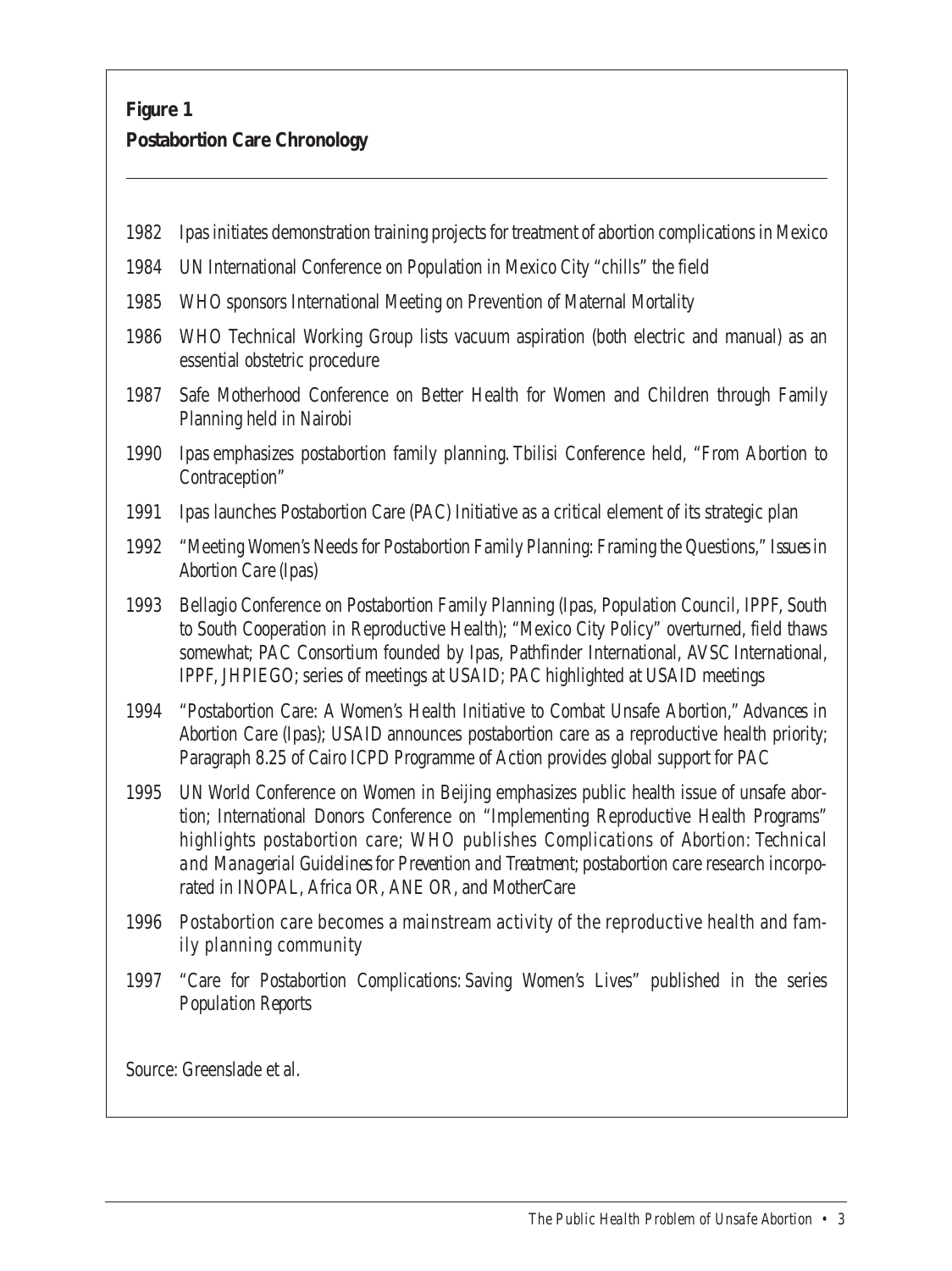**Figure 1**
**Postabortion Care Chronology**

1982 Ipas initiates demonstration training projects for treatment of abortion complications in Mexico

1984 UN International Conference on Population in Mexico City "chills" the field

1985 WHO sponsors International Meeting on Prevention of Maternal Mortality

1986 WHO Technical Working Group lists vacuum aspiration (both electric and manual) as an essential obstetric procedure

1987 Safe Motherhood Conference on Better Health for Women and Children through Family Planning held in Nairobi

1990 Ipas emphasizes postabortion family planning. Tbilisi Conference held, "From Abortion to Contraception"

1991 Ipas launches Postabortion Care (PAC) Initiative as a critical element of its strategic plan

1992 "Meeting Women's Needs for Postabortion Family Planning: Framing the Questions," *Issues in Abortion Care* (Ipas)

1993 Bellagio Conference on Postabortion Family Planning (Ipas, Population Council, IPPF, South to South Cooperation in Reproductive Health); "Mexico City Policy" overturned, field thaws somewhat; PAC Consortium founded by Ipas, Pathfinder International, AVSC International, IPPF, JHPIEGO; series of meetings at USAID; PAC highlighted at USAID meetings

1994 "Postabortion Care: A Women's Health Initiative to Combat Unsafe Abortion," *Advances in Abortion Care* (Ipas); USAID announces postabortion care as a reproductive health priority; Paragraph 8.25 of Cairo ICPD Programme of Action provides global support for PAC

1995 UN World Conference on Women in Beijing emphasizes public health issue of unsafe abortion; International Donors Conference on "Implementing Reproductive Health Programs" highlights postabortion care; WHO publishes *Complications of Abortion: Technical and Managerial Guidelines for Prevention and Treatment*; postabortion care research incorporated in INOPAL, Africa OR, ANE OR, and MotherCare

1996 Postabortion care becomes a mainstream activity of the reproductive health and family planning community

1997 "Care for Postabortion Complications: Saving Women's Lives" published in the series *Population Reports*

Source: Greenslade et al.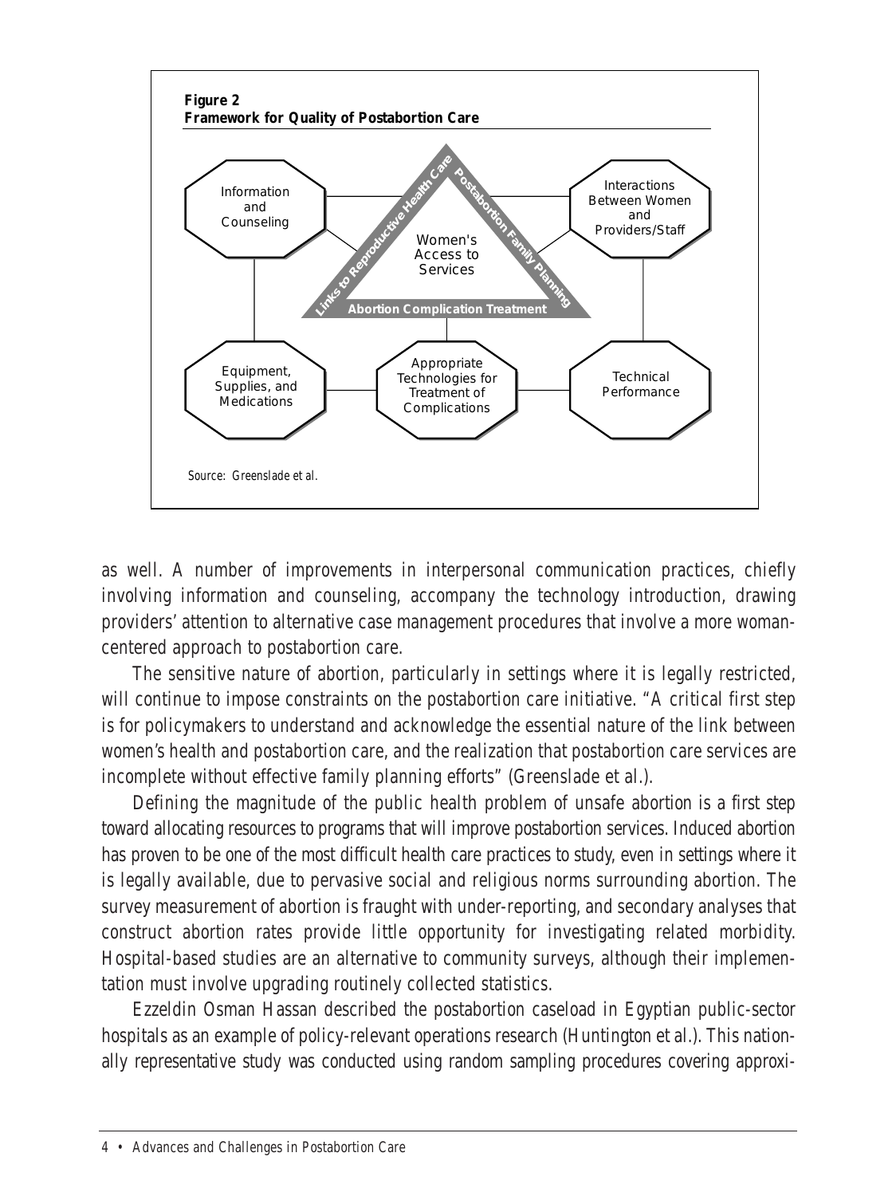**Figure 2**
**Framework for Quality of Postabortion Care**

Information and Counseling

Interactions Between Women and Providers/Staff

Links to Reproductive Health Care

Postabortion Family Planning

Women's Access to Services

Abortion Complication Treatment

Equipment, Supplies, and Medications

Appropriate Technologies for Treatment of Complications

Technical Performance

Source: Greenslade et al.

as well. A number of improvements in interpersonal communication practices, chiefly involving information and counseling, accompany the technology introduction, drawing providers' attention to alternative case management procedures that involve a more woman-centered approach to postabortion care.

The sensitive nature of abortion, particularly in settings where it is legally restricted, will continue to impose constraints on the postabortion care initiative. "A critical first step is for policymakers to understand and acknowledge the essential nature of the link between women's health and postabortion care, and the realization that postabortion care services are incomplete without effective family planning efforts" (Greenslade et al.).

Defining the magnitude of the public health problem of unsafe abortion is a first step toward allocating resources to programs that will improve postabortion services. Induced abortion has proven to be one of the most difficult health care practices to study, even in settings where it is legally available, due to pervasive social and religious norms surrounding abortion. The survey measurement of abortion is fraught with under-reporting, and secondary analyses that construct abortion rates provide little opportunity for investigating related morbidity. Hospital-based studies are an alternative to community surveys, although their implementation must involve upgrading routinely collected statistics.

Ezzeldin Osman Hassan described the postabortion caseload in Egyptian public-sector hospitals as an example of policy-relevant operations research (Huntington et al.). This nationally representative study was conducted using random sampling procedures covering approxi-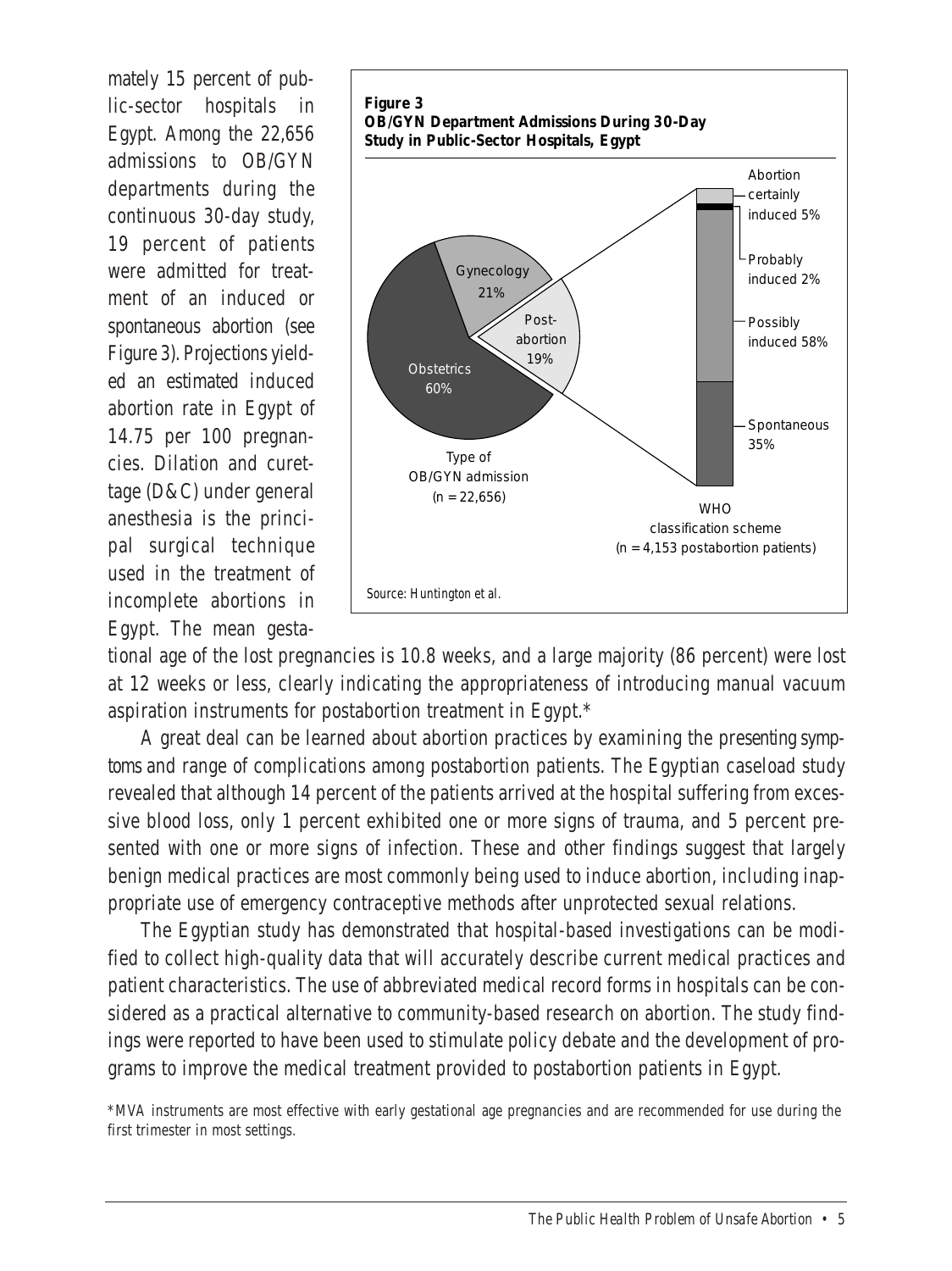mately 15 percent of public-sector hospitals in Egypt. Among the 22,656 admissions to OB/GYN departments during the continuous 30-day study, 19 percent of patients were admitted for treatment of an induced or spontaneous abortion (see Figure 3). Projections yielded an estimated induced abortion rate in Egypt of 14.75 per 100 pregnancies. Dilation and curettage (D&C) under general anesthesia is the principal surgical technique used in the treatment of incomplete abortions in Egypt. The mean gestational age of the lost pregnancies is 10.8 weeks, and a large majority (86 percent) were lost at 12 weeks or less, clearly indicating the appropriateness of introducing manual vacuum aspiration instruments for postabortion treatment in Egypt.*

**Figure 3**
**OB/GYN Department Admissions During 30-Day Study in Public-Sector Hospitals, Egypt**

Type of OB/GYN admission (n = 22,656): Obstetrics 60%; Gynecology 21%; Postabortion 19%

WHO classification scheme (n = 4,153 postabortion patients): Abortion certainly induced 5%; Probably induced 2%; Possibly induced 58%; Spontaneous 35%

*Source: Huntington et al.*

A great deal can be learned about abortion practices by examining the *presenting symptoms* and range of complications among postabortion patients. The Egyptian caseload study revealed that although 14 percent of the patients arrived at the hospital suffering from excessive blood loss, only 1 percent exhibited one or more signs of trauma, and 5 percent presented with one or more signs of infection. These and other findings suggest that largely benign medical practices are most commonly being used to induce abortion, including inappropriate use of emergency contraceptive methods after unprotected sexual relations.

The Egyptian study has demonstrated that hospital-based investigations can be modified to collect high-quality data that will accurately describe current medical practices and patient characteristics. The use of abbreviated medical record forms in hospitals can be considered as a practical alternative to community-based research on abortion. The study findings were reported to have been used to stimulate policy debate and the development of programs to improve the medical treatment provided to postabortion patients in Egypt.

*MVA instruments are most effective with early gestational age pregnancies and are recommended for use during the first trimester in most settings.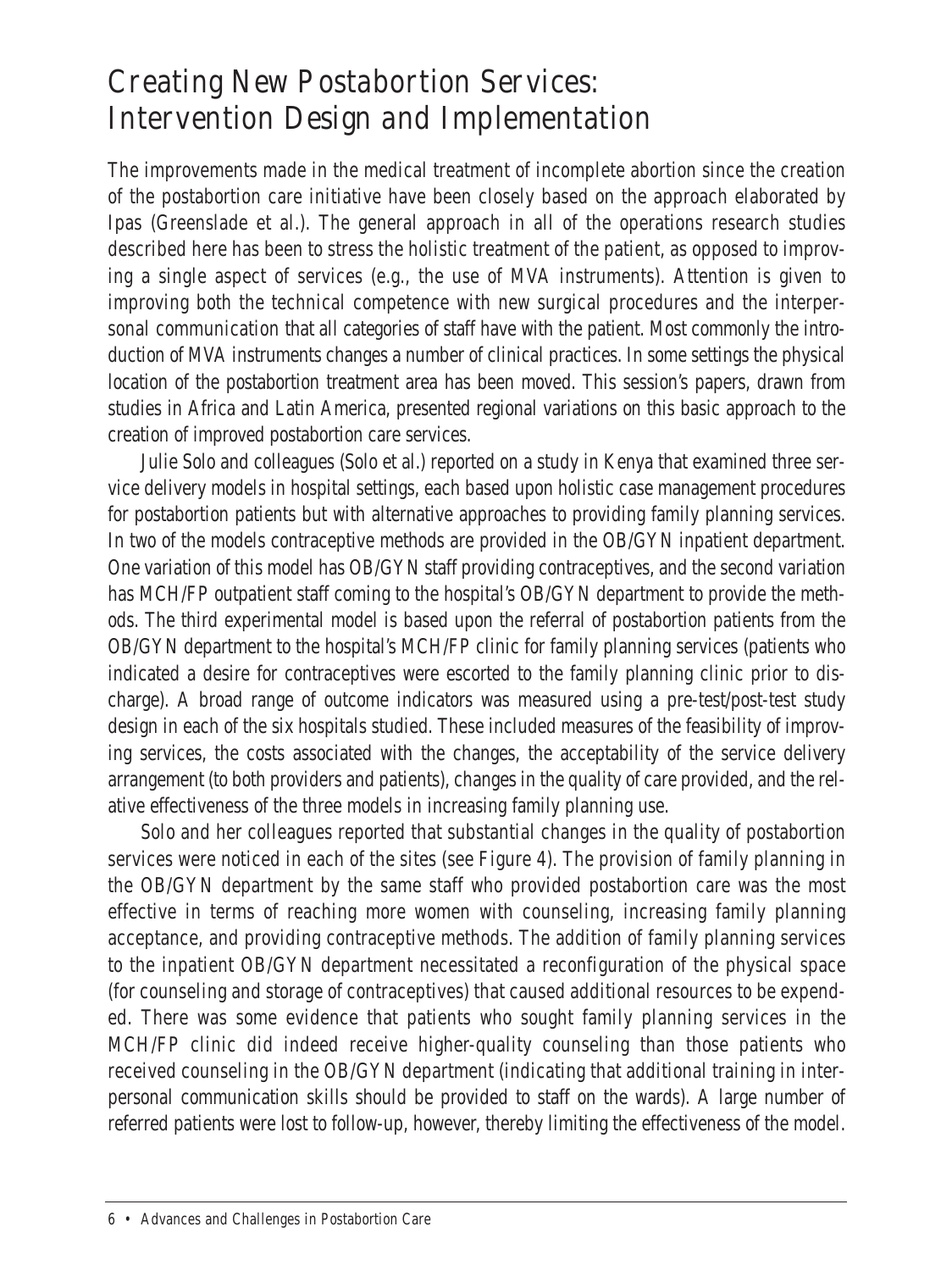# Creating New Postabortion Services: Intervention Design and Implementation

The improvements made in the medical treatment of incomplete abortion since the creation of the postabortion care initiative have been closely based on the approach elaborated by Ipas (Greenslade et al.). The general approach in all of the operations research studies described here has been to stress the holistic treatment of the patient, as opposed to improving a single aspect of services (e.g., the use of MVA instruments). Attention is given to improving both the technical competence with new surgical procedures and the interpersonal communication that all categories of staff have with the patient. Most commonly the introduction of MVA instruments changes a number of clinical practices. In some settings the physical location of the postabortion treatment area has been moved. This session's papers, drawn from studies in Africa and Latin America, presented regional variations on this basic approach to the creation of improved postabortion care services.

Julie Solo and colleagues (Solo et al.) reported on a study in Kenya that examined three service delivery models in hospital settings, each based upon holistic case management procedures for postabortion patients but with alternative approaches to providing family planning services. In two of the models contraceptive methods are provided in the OB/GYN inpatient department. One variation of this model has OB/GYN staff providing contraceptives, and the second variation has MCH/FP outpatient staff coming to the hospital's OB/GYN department to provide the methods. The third experimental model is based upon the referral of postabortion patients from the OB/GYN department to the hospital's MCH/FP clinic for family planning services (patients who indicated a desire for contraceptives were escorted to the family planning clinic prior to discharge). A broad range of outcome indicators was measured using a pre-test/post-test study design in each of the six hospitals studied. These included measures of the feasibility of improving services, the costs associated with the changes, the acceptability of the service delivery arrangement (to both providers and patients), changes in the quality of care provided, and the relative effectiveness of the three models in increasing family planning use.

Solo and her colleagues reported that substantial changes in the quality of postabortion services were noticed in each of the sites (see Figure 4). The provision of family planning in the OB/GYN department by the same staff who provided postabortion care was the most effective in terms of reaching more women with counseling, increasing family planning acceptance, and providing contraceptive methods. The addition of family planning services to the inpatient OB/GYN department necessitated a reconfiguration of the physical space (for counseling and storage of contraceptives) that caused additional resources to be expended. There was some evidence that patients who sought family planning services in the MCH/FP clinic did indeed receive higher-quality counseling than those patients who received counseling in the OB/GYN department (indicating that additional training in interpersonal communication skills should be provided to staff on the wards). A large number of referred patients were lost to follow-up, however, thereby limiting the effectiveness of the model.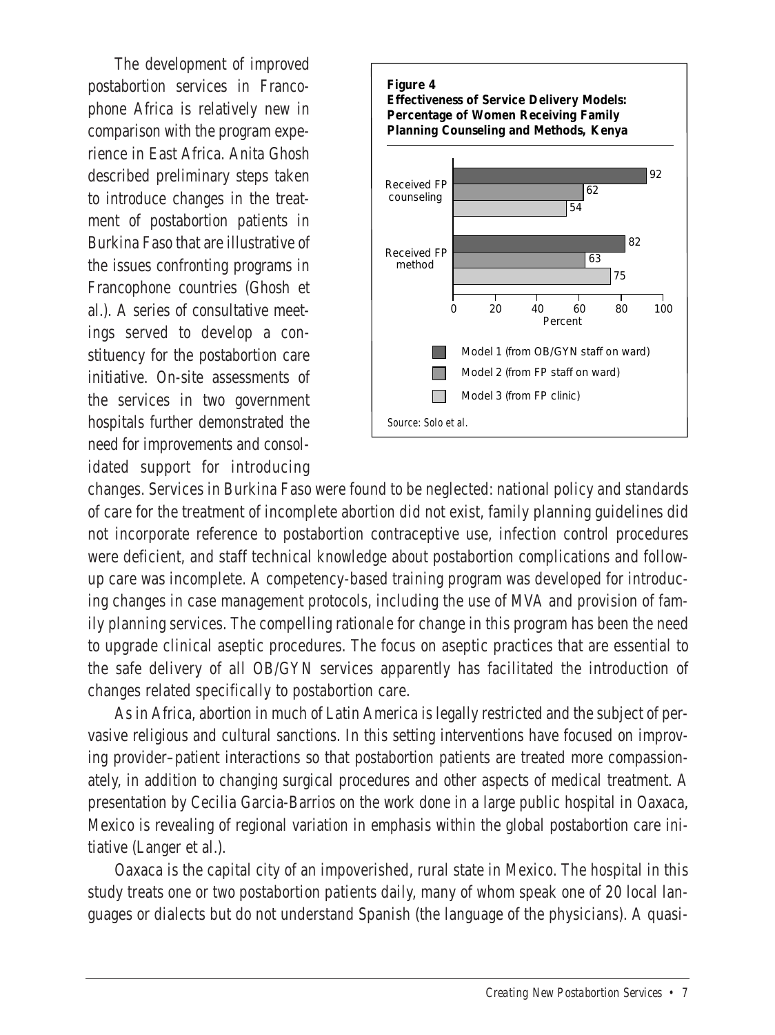The development of improved postabortion services in Francophone Africa is relatively new in comparison with the program experience in East Africa. Anita Ghosh described preliminary steps taken to introduce changes in the treatment of postabortion patients in Burkina Faso that are illustrative of the issues confronting programs in Francophone countries (Ghosh et al.). A series of consultative meetings served to develop a constituency for the postabortion care initiative. On-site assessments of the services in two government hospitals further demonstrated the need for improvements and consolidated support for introducing changes. Services in Burkina Faso were found to be neglected: national policy and standards of care for the treatment of incomplete abortion did not exist, family planning guidelines did not incorporate reference to postabortion contraceptive use, infection control procedures were deficient, and staff technical knowledge about postabortion complications and follow-up care was incomplete. A competency-based training program was developed for introducing changes in case management protocols, including the use of MVA and provision of family planning services. The compelling rationale for change in this program has been the need to upgrade clinical aseptic procedures. The focus on aseptic practices that are essential to the safe delivery of all OB/GYN services apparently has facilitated the introduction of changes related specifically to postabortion care.

**Figure 4**
**Effectiveness of Service Delivery Models: Percentage of Women Receiving Family Planning Counseling and Methods, Kenya**

| | Model 1 (from OB/GYN staff on ward) | Model 2 (from FP staff on ward) | Model 3 (from FP clinic) |
|---|---|---|---|
| Received FP counseling | 92 | 62 | 54 |
| Received FP method | 82 | 63 | 75 |

*Source: Solo et al.*

As in Africa, abortion in much of Latin America is legally restricted and the subject of pervasive religious and cultural sanctions. In this setting interventions have focused on improving provider–patient interactions so that postabortion patients are treated more compassionately, in addition to changing surgical procedures and other aspects of medical treatment. A presentation by Cecilia Garcia-Barrios on the work done in a large public hospital in Oaxaca, Mexico is revealing of regional variation in emphasis within the global postabortion care initiative (Langer et al.).

Oaxaca is the capital city of an impoverished, rural state in Mexico. The hospital in this study treats one or two postabortion patients daily, many of whom speak one of 20 local languages or dialects but do not understand Spanish (the language of the physicians). A quasi-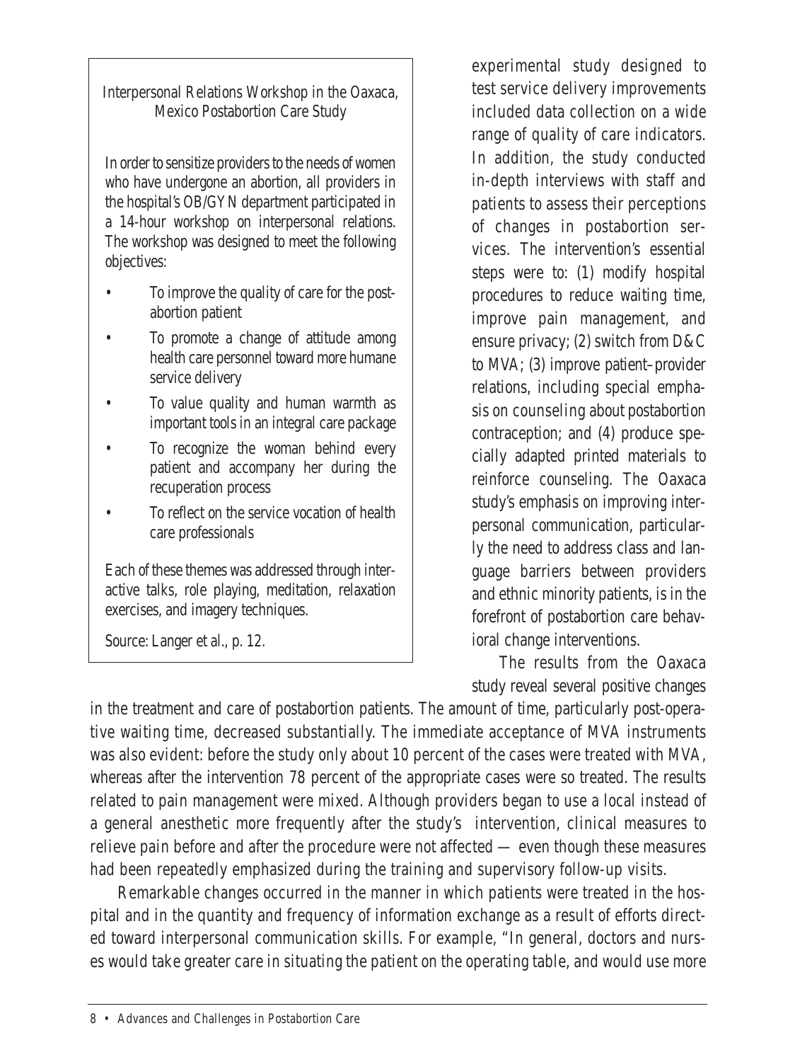> **Interpersonal Relations Workshop in the Oaxaca, Mexico Postabortion Care Study**
>
> In order to sensitize providers to the needs of women who have undergone an abortion, all providers in the hospital's OB/GYN department participated in a 14-hour workshop on interpersonal relations. The workshop was designed to meet the following objectives:
>
> - To improve the quality of care for the postabortion patient
> - To promote a change of attitude among health care personnel toward more humane service delivery
> - To value quality and human warmth as important tools in an integral care package
> - To recognize the woman behind every patient and accompany her during the recuperation process
> - To reflect on the service vocation of health care professionals
>
> Each of these themes was addressed through interactive talks, role playing, meditation, relaxation exercises, and imagery techniques.
>
> Source: Langer et al., p. 12.

experimental study designed to test service delivery improvements included data collection on a wide range of quality of care indicators. In addition, the study conducted in-depth interviews with staff and patients to assess their perceptions of changes in postabortion services. The intervention's essential steps were to: (1) modify hospital procedures to reduce waiting time, improve pain management, and ensure privacy; (2) switch from D&C to MVA; (3) improve patient–provider relations, including special emphasis on counseling about postabortion contraception; and (4) produce specially adapted printed materials to reinforce counseling. The Oaxaca study's emphasis on improving interpersonal communication, particularly the need to address class and language barriers between providers and ethnic minority patients, is in the forefront of postabortion care behavioral change interventions.

The results from the Oaxaca study reveal several positive changes in the treatment and care of postabortion patients. The amount of time, particularly post-operative waiting time, decreased substantially. The immediate acceptance of MVA instruments was also evident: before the study only about 10 percent of the cases were treated with MVA, whereas after the intervention 78 percent of the appropriate cases were so treated. The results related to pain management were mixed. Although providers began to use a local instead of a general anesthetic more frequently after the study's intervention, clinical measures to relieve pain before and after the procedure were not affected — even though these measures had been repeatedly emphasized during the training and supervisory follow-up visits.

Remarkable changes occurred in the manner in which patients were treated in the hospital and in the quantity and frequency of information exchange as a result of efforts directed toward interpersonal communication skills. For example, "In general, doctors and nurses would take greater care in situating the patient on the operating table, and would use more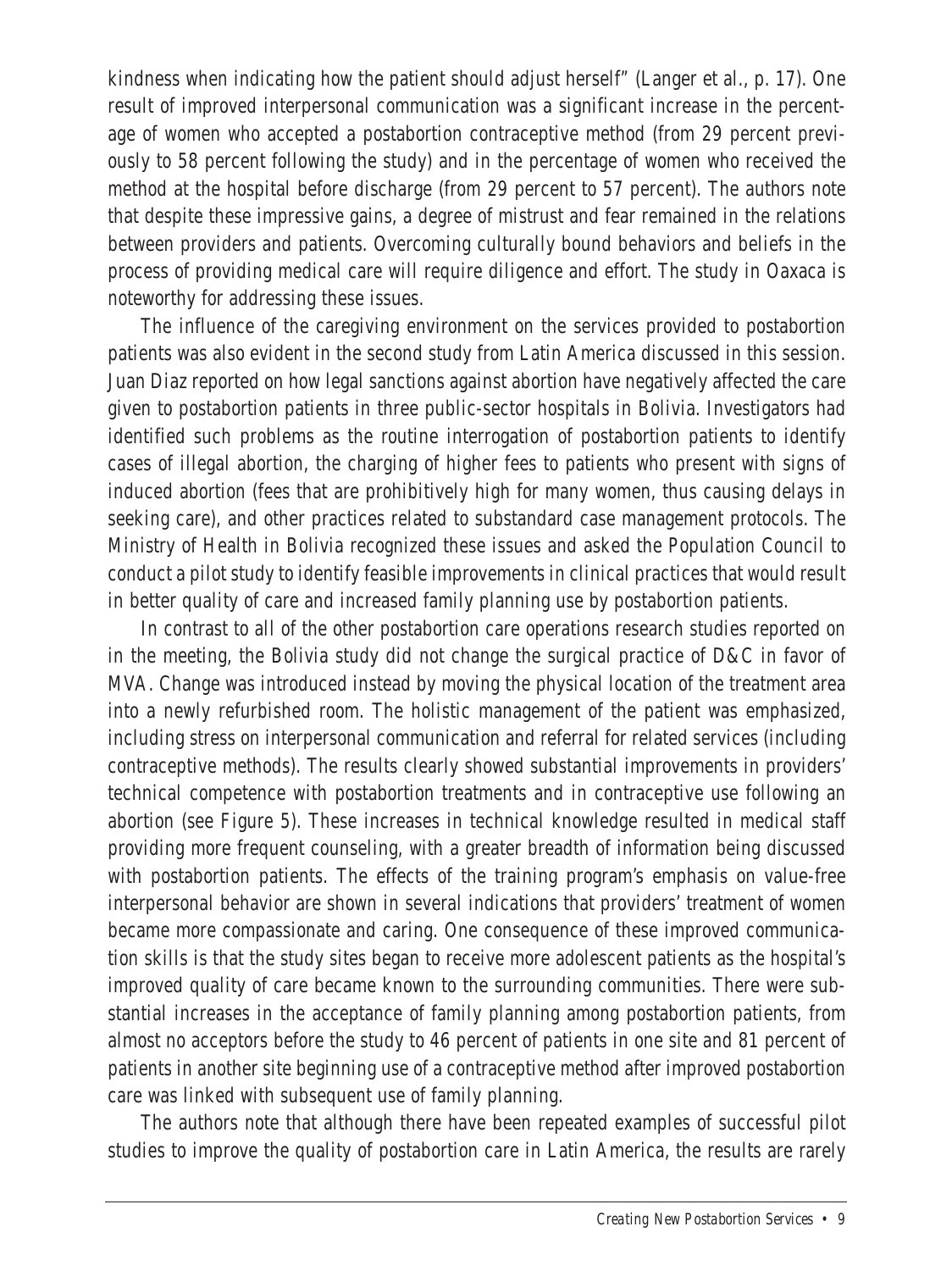kindness when indicating how the patient should adjust herself" (Langer et al., p. 17). One result of improved interpersonal communication was a significant increase in the percentage of women who accepted a postabortion contraceptive method (from 29 percent previously to 58 percent following the study) and in the percentage of women who received the method at the hospital before discharge (from 29 percent to 57 percent). The authors note that despite these impressive gains, a degree of mistrust and fear remained in the relations between providers and patients. Overcoming culturally bound behaviors and beliefs in the process of providing medical care will require diligence and effort. The study in Oaxaca is noteworthy for addressing these issues.

The influence of the caregiving environment on the services provided to postabortion patients was also evident in the second study from Latin America discussed in this session. Juan Diaz reported on how legal sanctions against abortion have negatively affected the care given to postabortion patients in three public-sector hospitals in Bolivia. Investigators had identified such problems as the routine interrogation of postabortion patients to identify cases of illegal abortion, the charging of higher fees to patients who present with signs of induced abortion (fees that are prohibitively high for many women, thus causing delays in seeking care), and other practices related to substandard case management protocols. The Ministry of Health in Bolivia recognized these issues and asked the Population Council to conduct a pilot study to identify feasible improvements in clinical practices that would result in better quality of care and increased family planning use by postabortion patients.

In contrast to all of the other postabortion care operations research studies reported on in the meeting, the Bolivia study did not change the surgical practice of D&C in favor of MVA. Change was introduced instead by moving the physical location of the treatment area into a newly refurbished room. The holistic management of the patient was emphasized, including stress on interpersonal communication and referral for related services (including contraceptive methods). The results clearly showed substantial improvements in providers' technical competence with postabortion treatments and in contraceptive use following an abortion (see Figure 5). These increases in technical knowledge resulted in medical staff providing more frequent counseling, with a greater breadth of information being discussed with postabortion patients. The effects of the training program's emphasis on value-free interpersonal behavior are shown in several indications that providers' treatment of women became more compassionate and caring. One consequence of these improved communication skills is that the study sites began to receive more adolescent patients as the hospital's improved quality of care became known to the surrounding communities. There were substantial increases in the acceptance of family planning among postabortion patients, from almost no acceptors before the study to 46 percent of patients in one site and 81 percent of patients in another site beginning use of a contraceptive method after improved postabortion care was linked with subsequent use of family planning.

The authors note that although there have been repeated examples of successful pilot studies to improve the quality of postabortion care in Latin America, the results are rarely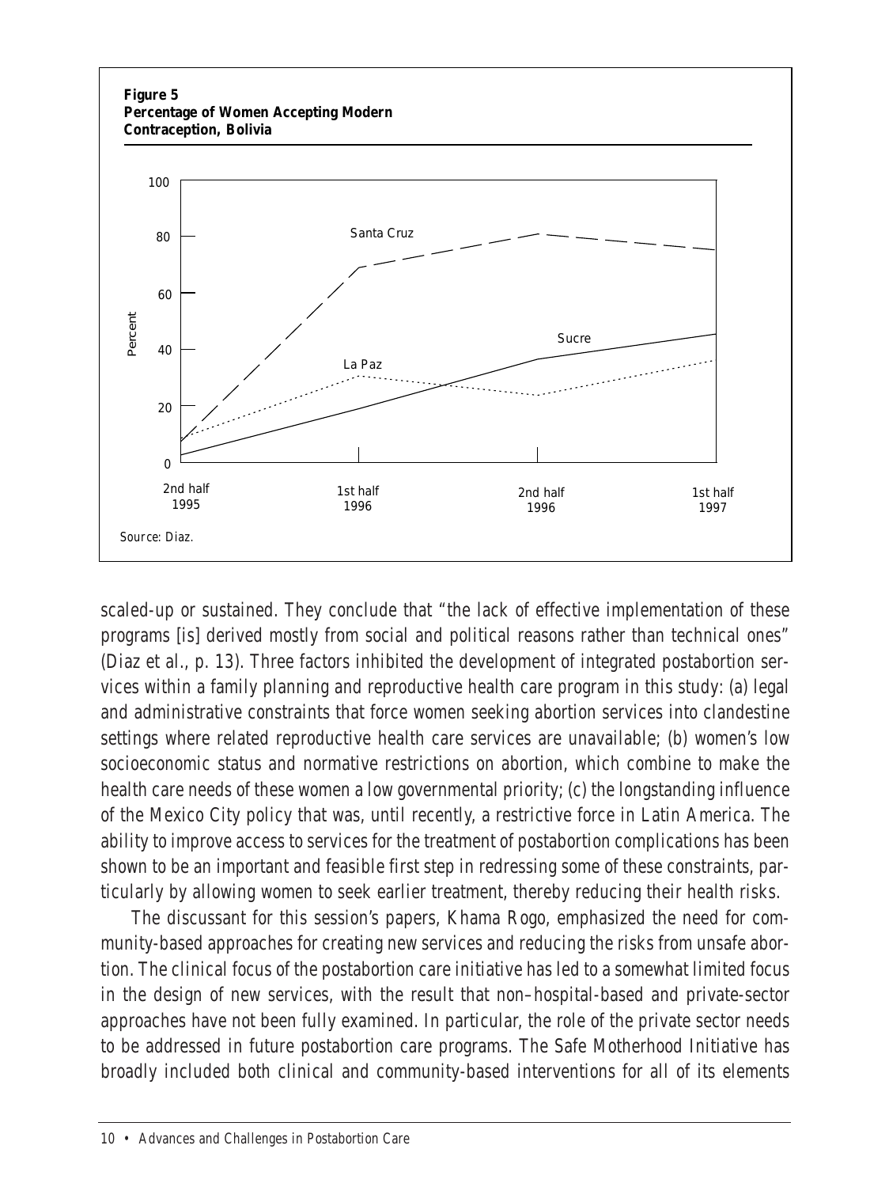**Figure 5**
**Percentage of Women Accepting Modern Contraception, Bolivia**

Source: Diaz.

scaled-up or sustained. They conclude that "the lack of effective implementation of these programs [is] derived mostly from social and political reasons rather than technical ones" (Diaz et al., p. 13). Three factors inhibited the development of integrated postabortion services within a family planning and reproductive health care program in this study: (a) legal and administrative constraints that force women seeking abortion services into clandestine settings where related reproductive health care services are unavailable; (b) women's low socioeconomic status and normative restrictions on abortion, which combine to make the health care needs of these women a low governmental priority; (c) the longstanding influence of the Mexico City policy that was, until recently, a restrictive force in Latin America. The ability to improve access to services for the treatment of postabortion complications has been shown to be an important and feasible first step in redressing some of these constraints, particularly by allowing women to seek earlier treatment, thereby reducing their health risks.

The discussant for this session's papers, Khama Rogo, emphasized the need for community-based approaches for creating new services and reducing the risks from unsafe abortion. The clinical focus of the postabortion care initiative has led to a somewhat limited focus in the design of new services, with the result that non–hospital-based and private-sector approaches have not been fully examined. In particular, the role of the private sector needs to be addressed in future postabortion care programs. The Safe Motherhood Initiative has broadly included both clinical and community-based interventions for all of its elements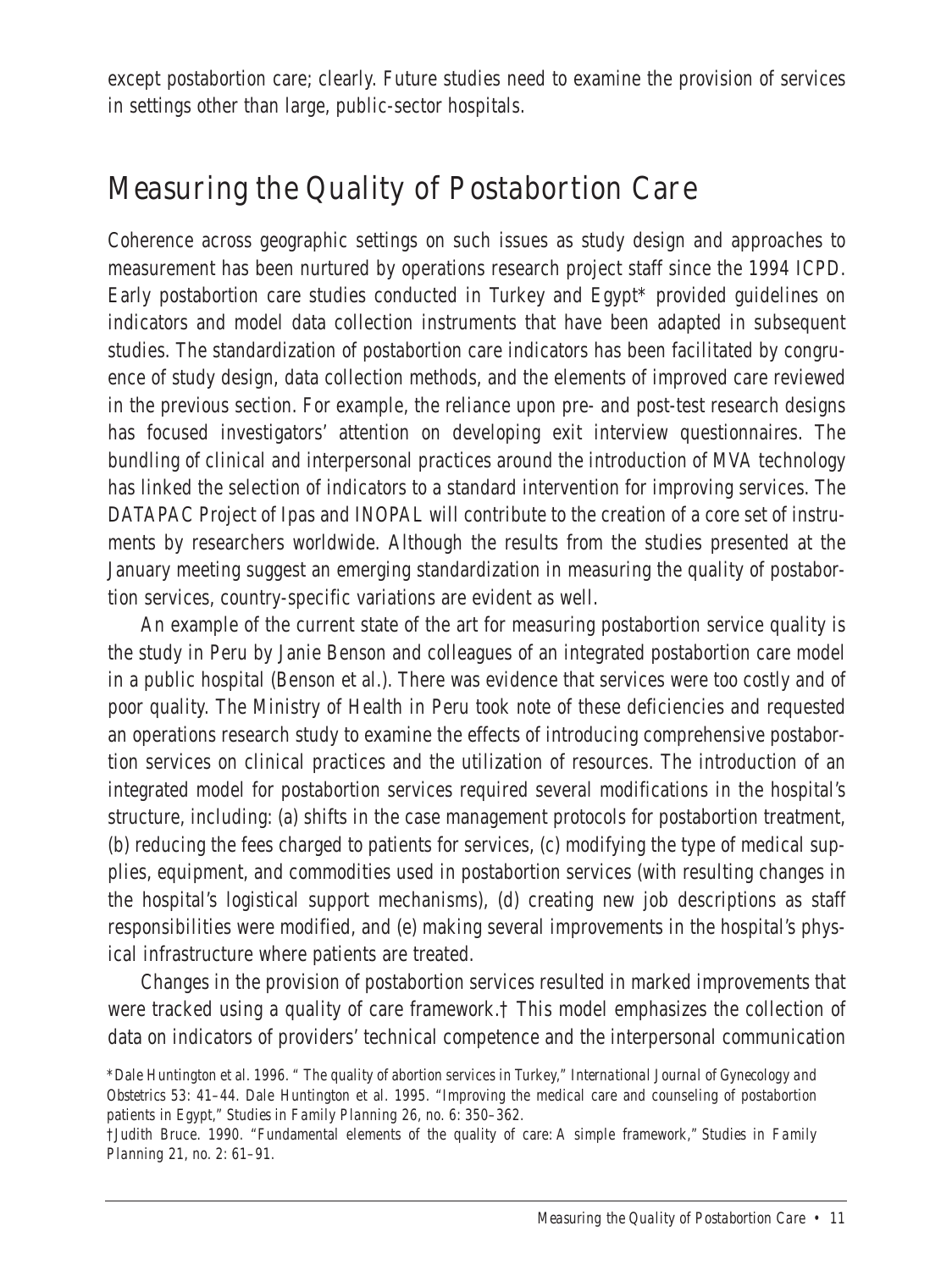except postabortion care; clearly. Future studies need to examine the provision of services in settings other than large, public-sector hospitals.

## Measuring the Quality of Postabortion Care

Coherence across geographic settings on such issues as study design and approaches to measurement has been nurtured by operations research project staff since the 1994 ICPD. Early postabortion care studies conducted in Turkey and Egypt* provided guidelines on indicators and model data collection instruments that have been adapted in subsequent studies. The standardization of postabortion care indicators has been facilitated by congruence of study design, data collection methods, and the elements of improved care reviewed in the previous section. For example, the reliance upon pre- and post-test research designs has focused investigators' attention on developing exit interview questionnaires. The bundling of clinical and interpersonal practices around the introduction of MVA technology has linked the selection of indicators to a standard intervention for improving services. The DATAPAC Project of Ipas and INOPAL will contribute to the creation of a core set of instruments by researchers worldwide. Although the results from the studies presented at the January meeting suggest an emerging standardization in measuring the quality of postabortion services, country-specific variations are evident as well.

An example of the current state of the art for measuring postabortion service quality is the study in Peru by Janie Benson and colleagues of an integrated postabortion care model in a public hospital (Benson et al.). There was evidence that services were too costly and of poor quality. The Ministry of Health in Peru took note of these deficiencies and requested an operations research study to examine the effects of introducing comprehensive postabortion services on clinical practices and the utilization of resources. The introduction of an integrated model for postabortion services required several modifications in the hospital's structure, including: (a) shifts in the case management protocols for postabortion treatment, (b) reducing the fees charged to patients for services, (c) modifying the type of medical supplies, equipment, and commodities used in postabortion services (with resulting changes in the hospital's logistical support mechanisms), (d) creating new job descriptions as staff responsibilities were modified, and (e) making several improvements in the hospital's physical infrastructure where patients are treated.

Changes in the provision of postabortion services resulted in marked improvements that were tracked using a quality of care framework.† This model emphasizes the collection of data on indicators of providers' technical competence and the interpersonal communication

*Dale Huntington et al. 1996. "The quality of abortion services in Turkey," *International Journal of Gynecology and Obstetrics* 53: 41–44. Dale Huntington et al. 1995. "Improving the medical care and counseling of postabortion patients in Egypt," *Studies in Family Planning* 26, no. 6: 350–362.

†Judith Bruce. 1990. "Fundamental elements of the quality of care: A simple framework," *Studies in Family Planning* 21, no. 2: 61–91.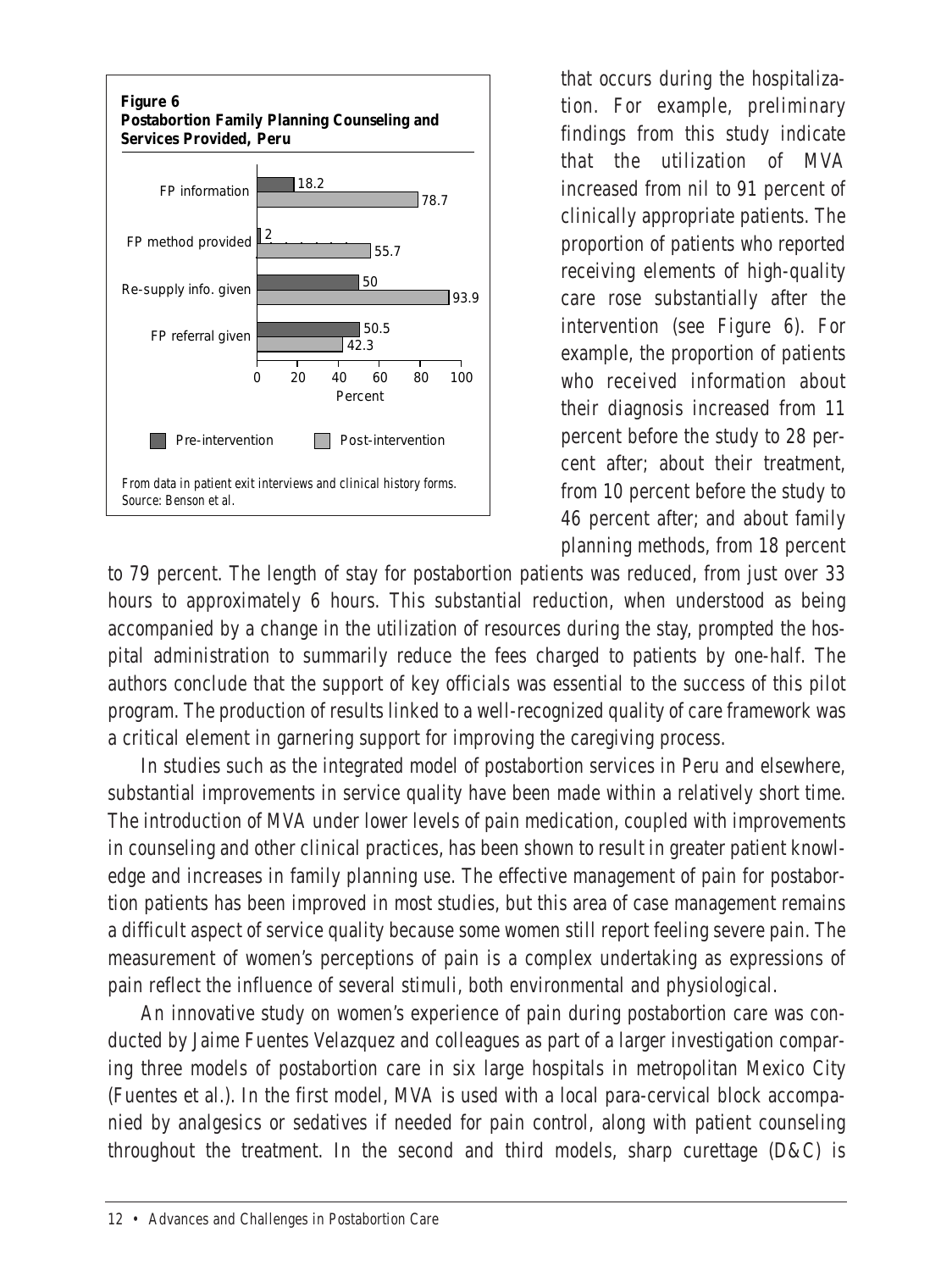**Figure 6**
**Postabortion Family Planning Counseling and Services Provided, Peru**

| | Pre-intervention | Post-intervention |
|---|---|---|
| FP information | 18.2 | 78.7 |
| FP method provided | 2 | 55.7 |
| Re-supply info. given | 50 | 93.9 |
| FP referral given | 50.5 | 42.3 |

*From data in patient exit interviews and clinical history forms.*
*Source: Benson et al.*

that occurs during the hospitalization. For example, preliminary findings from this study indicate that the utilization of MVA increased from nil to 91 percent of clinically appropriate patients. The proportion of patients who reported receiving elements of high-quality care rose substantially after the intervention (see Figure 6). For example, the proportion of patients who received information about their diagnosis increased from 11 percent before the study to 28 percent after; about their treatment, from 10 percent before the study to 46 percent after; and about family planning methods, from 18 percent to 79 percent. The length of stay for postabortion patients was reduced, from just over 33 hours to approximately 6 hours. This substantial reduction, when understood as being accompanied by a change in the utilization of resources during the stay, prompted the hospital administration to summarily reduce the fees charged to patients by one-half. The authors conclude that the support of key officials was essential to the success of this pilot program. The production of results linked to a well-recognized quality of care framework was a critical element in garnering support for improving the caregiving process.

In studies such as the integrated model of postabortion services in Peru and elsewhere, substantial improvements in service quality have been made within a relatively short time. The introduction of MVA under lower levels of pain medication, coupled with improvements in counseling and other clinical practices, has been shown to result in greater patient knowledge and increases in family planning use. The effective management of pain for postabortion patients has been improved in most studies, but this area of case management remains a difficult aspect of service quality because some women still report feeling severe pain. The measurement of women's perceptions of pain is a complex undertaking as expressions of pain reflect the influence of several stimuli, both environmental and physiological.

An innovative study on women's experience of pain during postabortion care was conducted by Jaime Fuentes Velazquez and colleagues as part of a larger investigation comparing three models of postabortion care in six large hospitals in metropolitan Mexico City (Fuentes et al.). In the first model, MVA is used with a local para-cervical block accompanied by analgesics or sedatives if needed for pain control, along with patient counseling throughout the treatment. In the second and third models, sharp curettage (D&C) is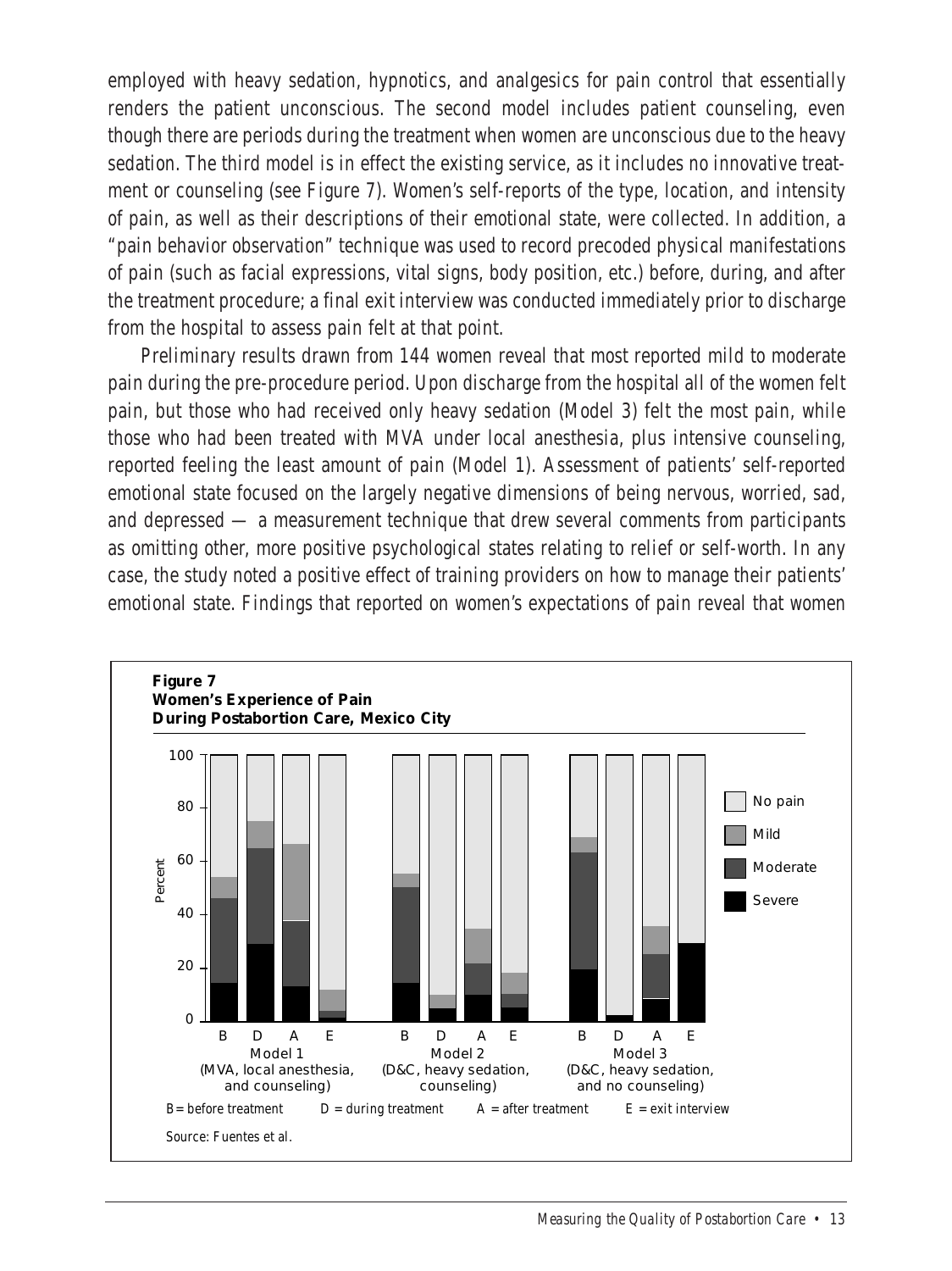employed with heavy sedation, hypnotics, and analgesics for pain control that essentially renders the patient unconscious. The second model includes patient counseling, even though there are periods during the treatment when women are unconscious due to the heavy sedation. The third model is in effect the existing service, as it includes no innovative treatment or counseling (see Figure 7). Women's self-reports of the type, location, and intensity of pain, as well as their descriptions of their emotional state, were collected. In addition, a "pain behavior observation" technique was used to record precoded physical manifestations of pain (such as facial expressions, vital signs, body position, etc.) before, during, and after the treatment procedure; a final exit interview was conducted immediately prior to discharge from the hospital to assess pain felt at that point.

Preliminary results drawn from 144 women reveal that most reported mild to moderate pain during the pre-procedure period. Upon discharge from the hospital all of the women felt pain, but those who had received only heavy sedation (Model 3) felt the most pain, while those who had been treated with MVA under local anesthesia, plus intensive counseling, reported feeling the least amount of pain (Model 1). Assessment of patients' self-reported emotional state focused on the largely negative dimensions of being nervous, worried, sad, and depressed — a measurement technique that drew several comments from participants as omitting other, more positive psychological states relating to relief or self-worth. In any case, the study noted a positive effect of training providers on how to manage their patients' emotional state. Findings that reported on women's expectations of pain reveal that women

**Figure 7**
**Women's Experience of Pain During Postabortion Care, Mexico City**

Model 1 (MVA, local anesthesia, and counseling); Model 2 (D&C, heavy sedation, counseling); Model 3 (D&C, heavy sedation, and no counseling)

Legend: No pain; Mild; Moderate; Severe

B = before treatment D = during treatment A = after treatment E = exit interview

Source: Fuentes et al.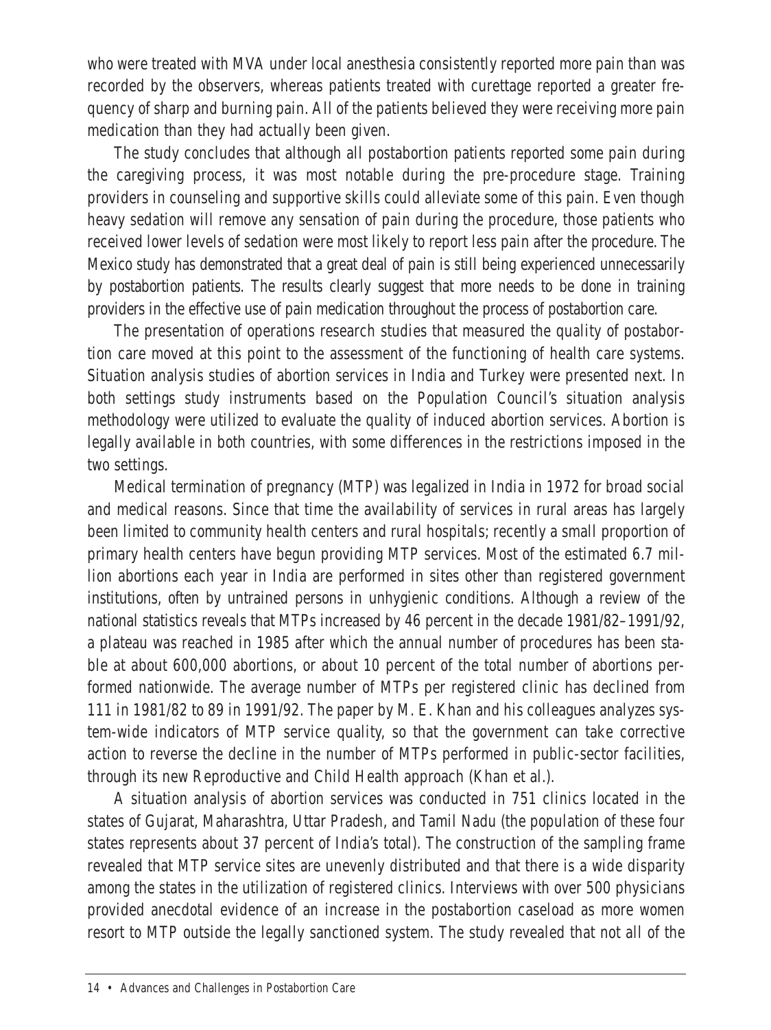who were treated with MVA under local anesthesia consistently reported more pain than was recorded by the observers, whereas patients treated with curettage reported a greater frequency of sharp and burning pain. All of the patients believed they were receiving more pain medication than they had actually been given.

The study concludes that although all postabortion patients reported some pain during the caregiving process, it was most notable during the pre-procedure stage. Training providers in counseling and supportive skills could alleviate some of this pain. Even though heavy sedation will remove any sensation of pain during the procedure, those patients who received lower levels of sedation were most likely to report less pain after the procedure. The Mexico study has demonstrated that a great deal of pain is still being experienced unnecessarily by postabortion patients. The results clearly suggest that more needs to be done in training providers in the effective use of pain medication throughout the process of postabortion care.

The presentation of operations research studies that measured the quality of postabortion care moved at this point to the assessment of the functioning of health care systems. Situation analysis studies of abortion services in India and Turkey were presented next. In both settings study instruments based on the Population Council's situation analysis methodology were utilized to evaluate the quality of induced abortion services. Abortion is legally available in both countries, with some differences in the restrictions imposed in the two settings.

Medical termination of pregnancy (MTP) was legalized in India in 1972 for broad social and medical reasons. Since that time the availability of services in rural areas has largely been limited to community health centers and rural hospitals; recently a small proportion of primary health centers have begun providing MTP services. Most of the estimated 6.7 million abortions each year in India are performed in sites other than registered government institutions, often by untrained persons in unhygienic conditions. Although a review of the national statistics reveals that MTPs increased by 46 percent in the decade 1981/82–1991/92, a plateau was reached in 1985 after which the annual number of procedures has been stable at about 600,000 abortions, or about 10 percent of the total number of abortions performed nationwide. The average number of MTPs per registered clinic has declined from 111 in 1981/82 to 89 in 1991/92. The paper by M. E. Khan and his colleagues analyzes system-wide indicators of MTP service quality, so that the government can take corrective action to reverse the decline in the number of MTPs performed in public-sector facilities, through its new Reproductive and Child Health approach (Khan et al.).

A situation analysis of abortion services was conducted in 751 clinics located in the states of Gujarat, Maharashtra, Uttar Pradesh, and Tamil Nadu (the population of these four states represents about 37 percent of India's total). The construction of the sampling frame revealed that MTP service sites are unevenly distributed and that there is a wide disparity among the states in the utilization of registered clinics. Interviews with over 500 physicians provided anecdotal evidence of an increase in the postabortion caseload as more women resort to MTP outside the legally sanctioned system. The study revealed that not all of the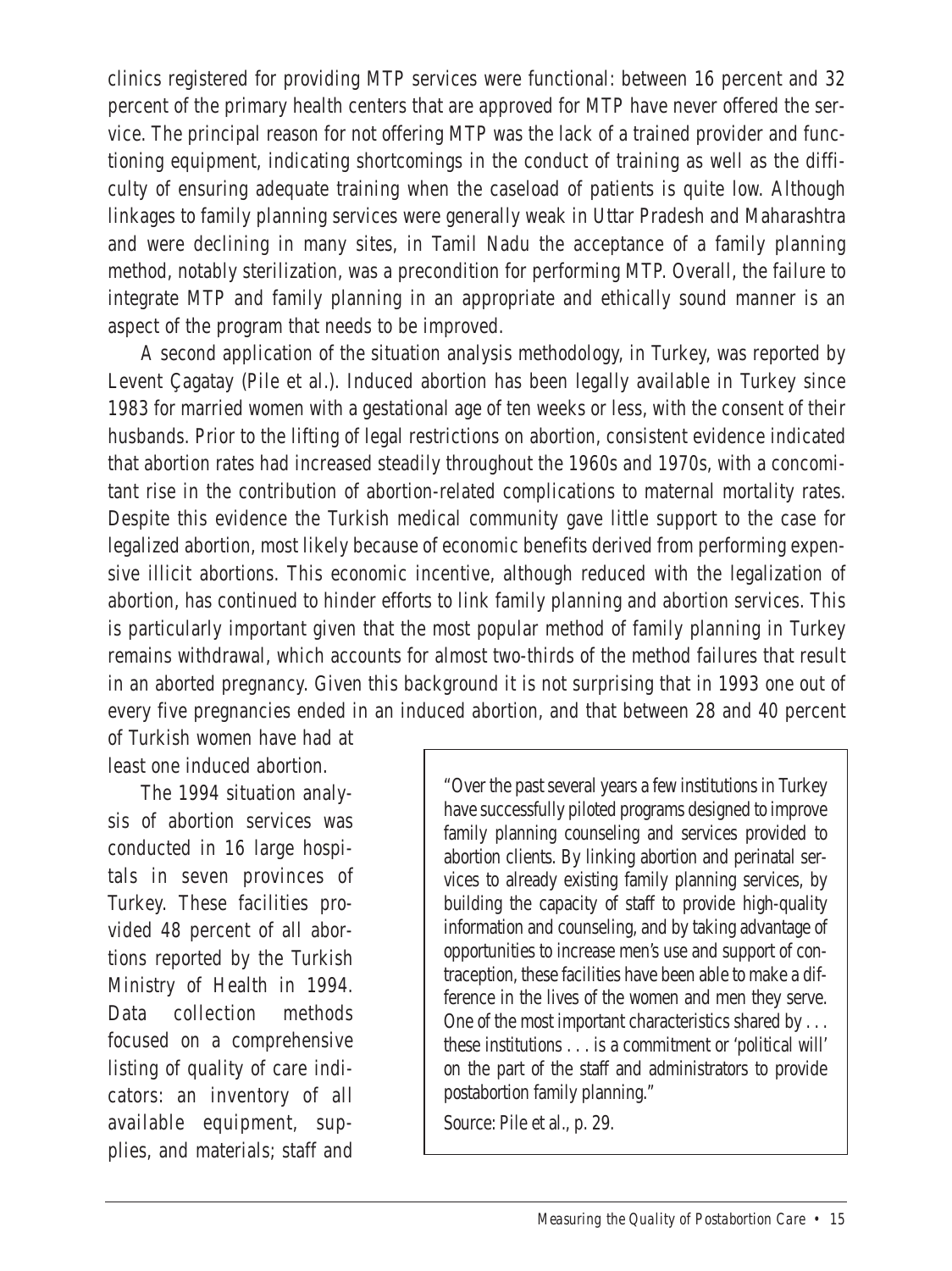clinics registered for providing MTP services were functional: between 16 percent and 32 percent of the primary health centers that are approved for MTP have never offered the service. The principal reason for not offering MTP was the lack of a trained provider and functioning equipment, indicating shortcomings in the conduct of training as well as the difficulty of ensuring adequate training when the caseload of patients is quite low. Although linkages to family planning services were generally weak in Uttar Pradesh and Maharashtra and were declining in many sites, in Tamil Nadu the acceptance of a family planning method, notably sterilization, was a precondition for performing MTP. Overall, the failure to integrate MTP and family planning in an appropriate and ethically sound manner is an aspect of the program that needs to be improved.

A second application of the situation analysis methodology, in Turkey, was reported by Levent Çagatay (Pile et al.). Induced abortion has been legally available in Turkey since 1983 for married women with a gestational age of ten weeks or less, with the consent of their husbands. Prior to the lifting of legal restrictions on abortion, consistent evidence indicated that abortion rates had increased steadily throughout the 1960s and 1970s, with a concomitant rise in the contribution of abortion-related complications to maternal mortality rates. Despite this evidence the Turkish medical community gave little support to the case for legalized abortion, most likely because of economic benefits derived from performing expensive illicit abortions. This economic incentive, although reduced with the legalization of abortion, has continued to hinder efforts to link family planning and abortion services. This is particularly important given that the most popular method of family planning in Turkey remains withdrawal, which accounts for almost two-thirds of the method failures that result in an aborted pregnancy. Given this background it is not surprising that in 1993 one out of every five pregnancies ended in an induced abortion, and that between 28 and 40 percent of Turkish women have had at least one induced abortion.

The 1994 situation analysis of abortion services was conducted in 16 large hospitals in seven provinces of Turkey. These facilities provided 48 percent of all abortions reported by the Turkish Ministry of Health in 1994. Data collection methods focused on a comprehensive listing of quality of care indicators: an inventory of all available equipment, supplies, and materials; staff and

> "Over the past several years a few institutions in Turkey have successfully piloted programs designed to improve family planning counseling and services provided to abortion clients. By linking abortion and perinatal services to already existing family planning services, by building the capacity of staff to provide high-quality information and counseling, and by taking advantage of opportunities to increase men's use and support of contraception, these facilities have been able to make a difference in the lives of the women and men they serve. One of the most important characteristics shared by . . . these institutions . . . is a commitment or 'political will' on the part of the staff and administrators to provide postabortion family planning."
>
> Source: Pile et al., p. 29.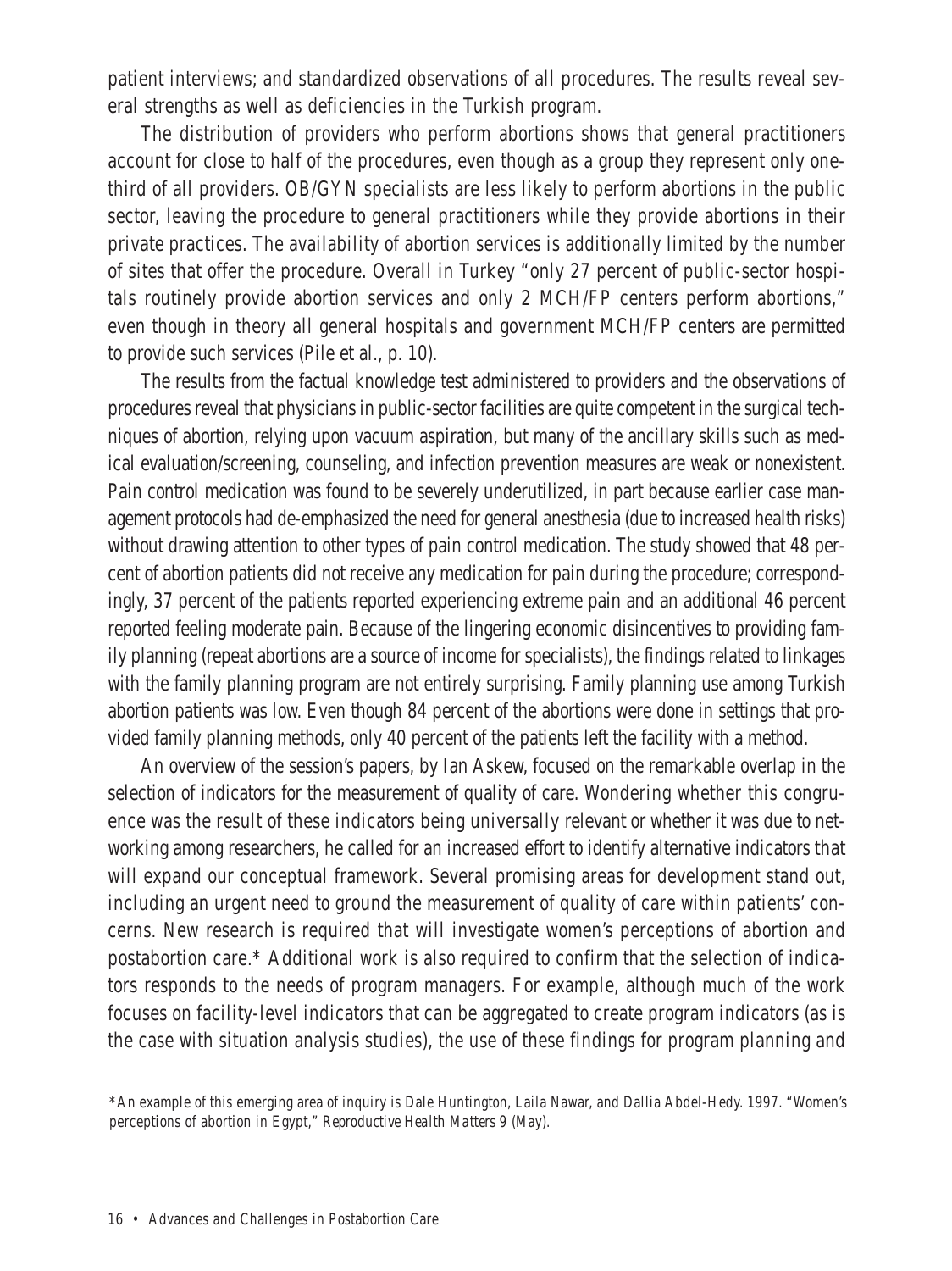patient interviews; and standardized observations of all procedures. The results reveal several strengths as well as deficiencies in the Turkish program.

The distribution of providers who perform abortions shows that general practitioners account for close to half of the procedures, even though as a group they represent only one-third of all providers. OB/GYN specialists are less likely to perform abortions in the public sector, leaving the procedure to general practitioners while they provide abortions in their private practices. The availability of abortion services is additionally limited by the number of sites that offer the procedure. Overall in Turkey "only 27 percent of public-sector hospitals routinely provide abortion services and only 2 MCH/FP centers perform abortions," even though in theory all general hospitals and government MCH/FP centers are permitted to provide such services (Pile et al., p. 10).

The results from the factual knowledge test administered to providers and the observations of procedures reveal that physicians in public-sector facilities are quite competent in the surgical techniques of abortion, relying upon vacuum aspiration, but many of the ancillary skills such as medical evaluation/screening, counseling, and infection prevention measures are weak or nonexistent. Pain control medication was found to be severely underutilized, in part because earlier case management protocols had de-emphasized the need for general anesthesia (due to increased health risks) without drawing attention to other types of pain control medication. The study showed that 48 percent of abortion patients did not receive any medication for pain during the procedure; correspondingly, 37 percent of the patients reported experiencing extreme pain and an additional 46 percent reported feeling moderate pain. Because of the lingering economic disincentives to providing family planning (repeat abortions are a source of income for specialists), the findings related to linkages with the family planning program are not entirely surprising. Family planning use among Turkish abortion patients was low. Even though 84 percent of the abortions were done in settings that provided family planning methods, only 40 percent of the patients left the facility with a method.

An overview of the session's papers, by Ian Askew, focused on the remarkable overlap in the selection of indicators for the measurement of quality of care. Wondering whether this congruence was the result of these indicators being universally relevant or whether it was due to networking among researchers, he called for an increased effort to identify alternative indicators that will expand our conceptual framework. Several promising areas for development stand out, including an urgent need to ground the measurement of quality of care within patients' concerns. New research is required that will investigate women's perceptions of abortion and postabortion care.* Additional work is also required to confirm that the selection of indicators responds to the needs of program managers. For example, although much of the work focuses on facility-level indicators that can be aggregated to create program indicators (as is the case with situation analysis studies), the use of these findings for program planning and

*An example of this emerging area of inquiry is Dale Huntington, Laila Nawar, and Dallia Abdel-Hedy. 1997. "Women's perceptions of abortion in Egypt," *Reproductive Health Matters* 9 (May).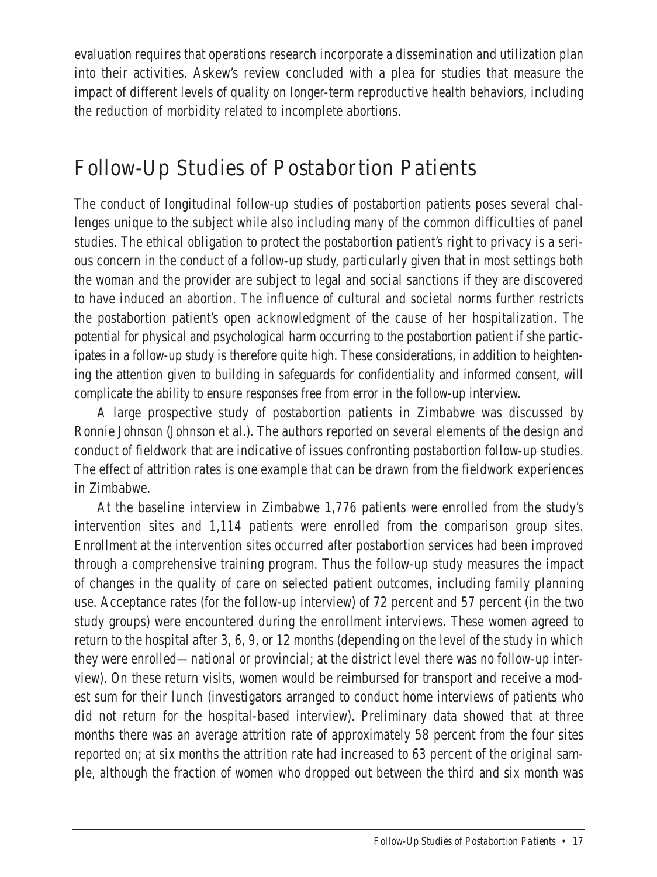evaluation requires that operations research incorporate a dissemination and utilization plan into their activities. Askew's review concluded with a plea for studies that measure the impact of different levels of quality on longer-term reproductive health behaviors, including the reduction of morbidity related to incomplete abortions.

## Follow-Up Studies of Postabortion Patients

The conduct of longitudinal follow-up studies of postabortion patients poses several challenges unique to the subject while also including many of the common difficulties of panel studies. The ethical obligation to protect the postabortion patient's right to privacy is a serious concern in the conduct of a follow-up study, particularly given that in most settings both the woman and the provider are subject to legal and social sanctions if they are discovered to have induced an abortion. The influence of cultural and societal norms further restricts the postabortion patient's open acknowledgment of the cause of her hospitalization. The potential for physical and psychological harm occurring to the postabortion patient if she participates in a follow-up study is therefore quite high. These considerations, in addition to heightening the attention given to building in safeguards for confidentiality and informed consent, will complicate the ability to ensure responses free from error in the follow-up interview.

A large prospective study of postabortion patients in Zimbabwe was discussed by Ronnie Johnson (Johnson et al.). The authors reported on several elements of the design and conduct of fieldwork that are indicative of issues confronting postabortion follow-up studies. The effect of attrition rates is one example that can be drawn from the fieldwork experiences in Zimbabwe.

At the baseline interview in Zimbabwe 1,776 patients were enrolled from the study's intervention sites and 1,114 patients were enrolled from the comparison group sites. Enrollment at the intervention sites occurred after postabortion services had been improved through a comprehensive training program. Thus the follow-up study measures the impact of changes in the quality of care on selected patient outcomes, including family planning use. Acceptance rates (for the follow-up interview) of 72 percent and 57 percent (in the two study groups) were encountered during the enrollment interviews. These women agreed to return to the hospital after 3, 6, 9, or 12 months (depending on the level of the study in which they were enrolled—national or provincial; at the district level there was no follow-up interview). On these return visits, women would be reimbursed for transport and receive a modest sum for their lunch (investigators arranged to conduct home interviews of patients who did not return for the hospital-based interview). Preliminary data showed that at three months there was an average attrition rate of approximately 58 percent from the four sites reported on; at six months the attrition rate had increased to 63 percent of the original sample, although the fraction of women who dropped out between the third and six month was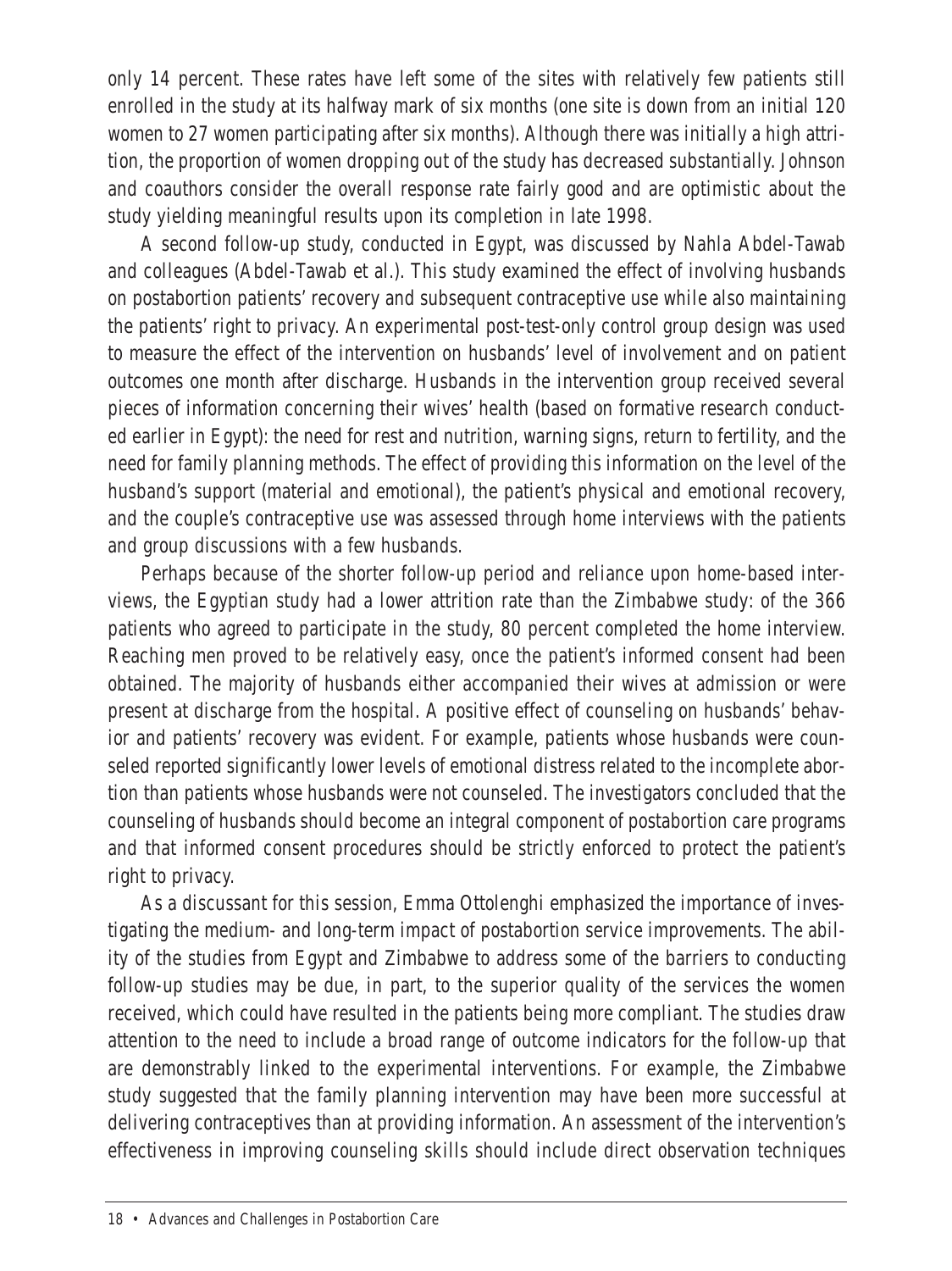only 14 percent. These rates have left some of the sites with relatively few patients still enrolled in the study at its halfway mark of six months (one site is down from an initial 120 women to 27 women participating after six months). Although there was initially a high attrition, the proportion of women dropping out of the study has decreased substantially. Johnson and coauthors consider the overall response rate fairly good and are optimistic about the study yielding meaningful results upon its completion in late 1998.

A second follow-up study, conducted in Egypt, was discussed by Nahla Abdel-Tawab and colleagues (Abdel-Tawab et al.). This study examined the effect of involving husbands on postabortion patients' recovery and subsequent contraceptive use while also maintaining the patients' right to privacy. An experimental post-test-only control group design was used to measure the effect of the intervention on husbands' level of involvement and on patient outcomes one month after discharge. Husbands in the intervention group received several pieces of information concerning their wives' health (based on formative research conducted earlier in Egypt): the need for rest and nutrition, warning signs, return to fertility, and the need for family planning methods. The effect of providing this information on the level of the husband's support (material and emotional), the patient's physical and emotional recovery, and the couple's contraceptive use was assessed through home interviews with the patients and group discussions with a few husbands.

Perhaps because of the shorter follow-up period and reliance upon home-based interviews, the Egyptian study had a lower attrition rate than the Zimbabwe study: of the 366 patients who agreed to participate in the study, 80 percent completed the home interview. Reaching men proved to be relatively easy, once the patient's informed consent had been obtained. The majority of husbands either accompanied their wives at admission or were present at discharge from the hospital. A positive effect of counseling on husbands' behavior and patients' recovery was evident. For example, patients whose husbands were counseled reported significantly lower levels of emotional distress related to the incomplete abortion than patients whose husbands were not counseled. The investigators concluded that the counseling of husbands should become an integral component of postabortion care programs and that informed consent procedures should be strictly enforced to protect the patient's right to privacy.

As a discussant for this session, Emma Ottolenghi emphasized the importance of investigating the medium- and long-term impact of postabortion service improvements. The ability of the studies from Egypt and Zimbabwe to address some of the barriers to conducting follow-up studies may be due, in part, to the superior quality of the services the women received, which could have resulted in the patients being more compliant. The studies draw attention to the need to include a broad range of outcome indicators for the follow-up that are demonstrably linked to the experimental interventions. For example, the Zimbabwe study suggested that the family planning intervention may have been more successful at delivering contraceptives than at providing information. An assessment of the intervention's effectiveness in improving counseling skills should include direct observation techniques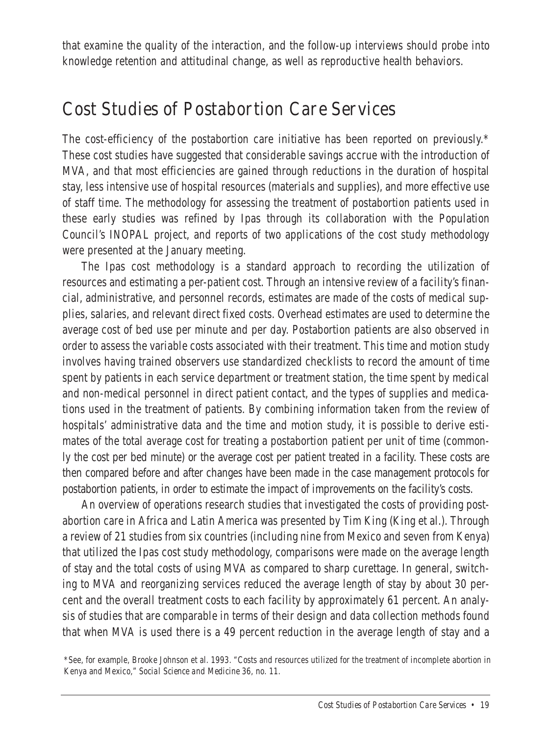that examine the quality of the interaction, and the follow-up interviews should probe into knowledge retention and attitudinal change, as well as reproductive health behaviors.

## Cost Studies of Postabortion Care Services

The cost-efficiency of the postabortion care initiative has been reported on previously.* These cost studies have suggested that considerable savings accrue with the introduction of MVA, and that most efficiencies are gained through reductions in the duration of hospital stay, less intensive use of hospital resources (materials and supplies), and more effective use of staff time. The methodology for assessing the treatment of postabortion patients used in these early studies was refined by Ipas through its collaboration with the Population Council's INOPAL project, and reports of two applications of the cost study methodology were presented at the January meeting.

The Ipas cost methodology is a standard approach to recording the utilization of resources and estimating a per-patient cost. Through an intensive review of a facility's financial, administrative, and personnel records, estimates are made of the costs of medical supplies, salaries, and relevant direct fixed costs. Overhead estimates are used to determine the average cost of bed use per minute and per day. Postabortion patients are also observed in order to assess the variable costs associated with their treatment. This time and motion study involves having trained observers use standardized checklists to record the amount of time spent by patients in each service department or treatment station, the time spent by medical and non-medical personnel in direct patient contact, and the types of supplies and medications used in the treatment of patients. By combining information taken from the review of hospitals' administrative data and the time and motion study, it is possible to derive estimates of the total average cost for treating a postabortion patient per unit of time (commonly the cost per bed minute) or the average cost per patient treated in a facility. These costs are then compared before and after changes have been made in the case management protocols for postabortion patients, in order to estimate the impact of improvements on the facility's costs.

An overview of operations research studies that investigated the costs of providing postabortion care in Africa and Latin America was presented by Tim King (King et al.). Through a review of 21 studies from six countries (including nine from Mexico and seven from Kenya) that utilized the Ipas cost study methodology, comparisons were made on the average length of stay and the total costs of using MVA as compared to sharp curettage. In general, switching to MVA and reorganizing services reduced the average length of stay by about 30 percent and the overall treatment costs to each facility by approximately 61 percent. An analysis of studies that are comparable in terms of their design and data collection methods found that when MVA is used there is a 49 percent reduction in the average length of stay and a

*See, for example, Brooke Johnson et al. 1993. "Costs and resources utilized for the treatment of incomplete abortion in Kenya and Mexico," *Social Science and Medicine* 36, no. 11.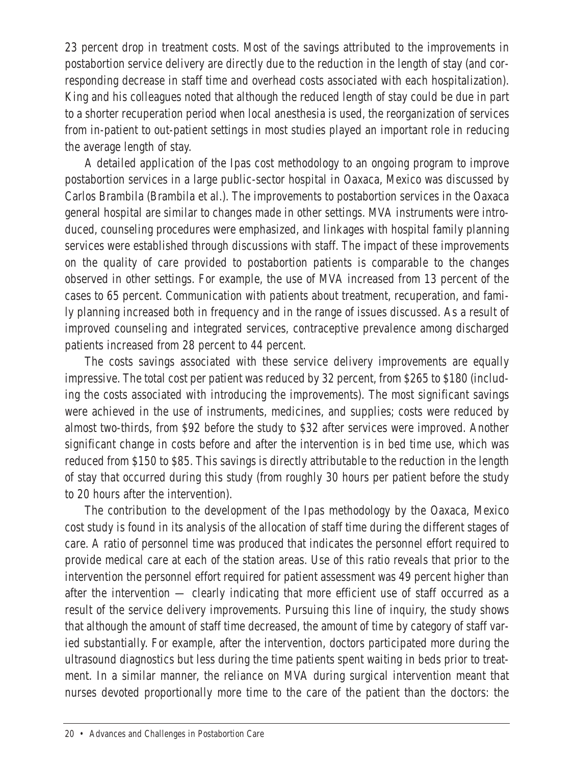23 percent drop in treatment costs. Most of the savings attributed to the improvements in postabortion service delivery are directly due to the reduction in the length of stay (and corresponding decrease in staff time and overhead costs associated with each hospitalization). King and his colleagues noted that although the reduced length of stay could be due in part to a shorter recuperation period when local anesthesia is used, the reorganization of services from in-patient to out-patient settings in most studies played an important role in reducing the average length of stay.

A detailed application of the Ipas cost methodology to an ongoing program to improve postabortion services in a large public-sector hospital in Oaxaca, Mexico was discussed by Carlos Brambila (Brambila et al.). The improvements to postabortion services in the Oaxaca general hospital are similar to changes made in other settings. MVA instruments were introduced, counseling procedures were emphasized, and linkages with hospital family planning services were established through discussions with staff. The impact of these improvements on the quality of care provided to postabortion patients is comparable to the changes observed in other settings. For example, the use of MVA increased from 13 percent of the cases to 65 percent. Communication with patients about treatment, recuperation, and family planning increased both in frequency and in the range of issues discussed. As a result of improved counseling and integrated services, contraceptive prevalence among discharged patients increased from 28 percent to 44 percent.

The costs savings associated with these service delivery improvements are equally impressive. The total cost per patient was reduced by 32 percent, from $265 to $180 (including the costs associated with introducing the improvements). The most significant savings were achieved in the use of instruments, medicines, and supplies; costs were reduced by almost two-thirds, from $92 before the study to $32 after services were improved. Another significant change in costs before and after the intervention is in bed time use, which was reduced from $150 to $85. This savings is directly attributable to the reduction in the length of stay that occurred during this study (from roughly 30 hours per patient before the study to 20 hours after the intervention).

The contribution to the development of the Ipas methodology by the Oaxaca, Mexico cost study is found in its analysis of the allocation of staff time during the different stages of care. A ratio of personnel time was produced that indicates the personnel effort required to provide medical care at each of the station areas. Use of this ratio reveals that prior to the intervention the personnel effort required for patient assessment was 49 percent higher than after the intervention — clearly indicating that more efficient use of staff occurred as a result of the service delivery improvements. Pursuing this line of inquiry, the study shows that although the amount of staff time decreased, the amount of time by category of staff varied substantially. For example, after the intervention, doctors participated more during the ultrasound diagnostics but less during the time patients spent waiting in beds prior to treatment. In a similar manner, the reliance on MVA during surgical intervention meant that nurses devoted proportionally more time to the care of the patient than the doctors: the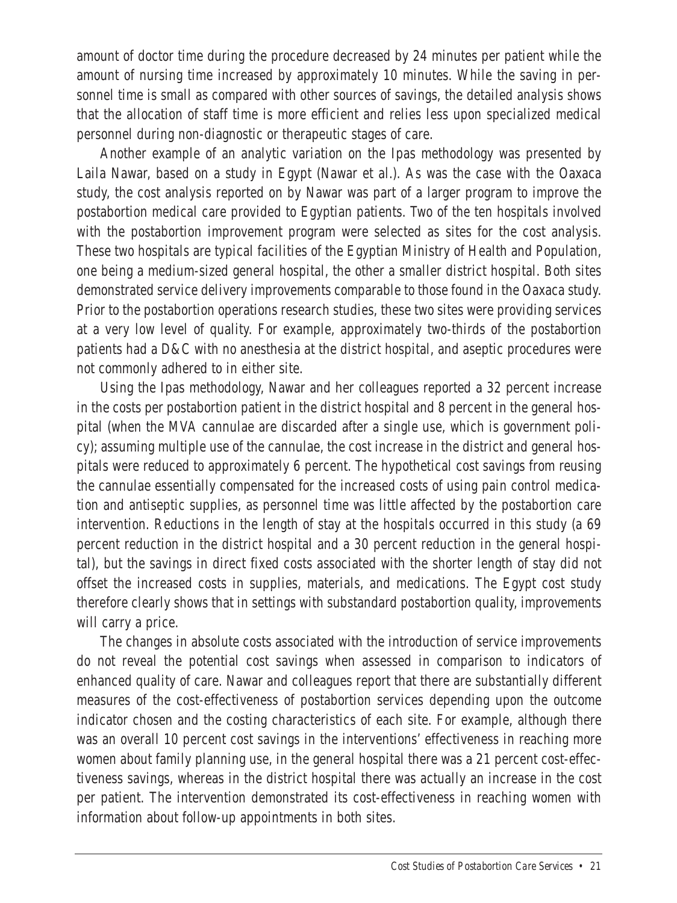amount of doctor time during the procedure decreased by 24 minutes per patient while the amount of nursing time increased by approximately 10 minutes. While the saving in personnel time is small as compared with other sources of savings, the detailed analysis shows that the allocation of staff time is more efficient and relies less upon specialized medical personnel during non-diagnostic or therapeutic stages of care.

Another example of an analytic variation on the Ipas methodology was presented by Laila Nawar, based on a study in Egypt (Nawar et al.). As was the case with the Oaxaca study, the cost analysis reported on by Nawar was part of a larger program to improve the postabortion medical care provided to Egyptian patients. Two of the ten hospitals involved with the postabortion improvement program were selected as sites for the cost analysis. These two hospitals are typical facilities of the Egyptian Ministry of Health and Population, one being a medium-sized general hospital, the other a smaller district hospital. Both sites demonstrated service delivery improvements comparable to those found in the Oaxaca study. Prior to the postabortion operations research studies, these two sites were providing services at a very low level of quality. For example, approximately two-thirds of the postabortion patients had a D&C with no anesthesia at the district hospital, and aseptic procedures were not commonly adhered to in either site.

Using the Ipas methodology, Nawar and her colleagues reported a 32 percent increase in the costs per postabortion patient in the district hospital and 8 percent in the general hospital (when the MVA cannulae are discarded after a single use, which is government policy); assuming multiple use of the cannulae, the cost increase in the district and general hospitals were reduced to approximately 6 percent. The hypothetical cost savings from reusing the cannulae essentially compensated for the increased costs of using pain control medication and antiseptic supplies, as personnel time was little affected by the postabortion care intervention. Reductions in the length of stay at the hospitals occurred in this study (a 69 percent reduction in the district hospital and a 30 percent reduction in the general hospital), but the savings in direct fixed costs associated with the shorter length of stay did not offset the increased costs in supplies, materials, and medications. The Egypt cost study therefore clearly shows that in settings with substandard postabortion quality, improvements will carry a price.

The changes in absolute costs associated with the introduction of service improvements do not reveal the potential cost savings when assessed in comparison to indicators of enhanced quality of care. Nawar and colleagues report that there are substantially different measures of the cost-effectiveness of postabortion services depending upon the outcome indicator chosen and the costing characteristics of each site. For example, although there was an overall 10 percent cost savings in the interventions' effectiveness in reaching more women about family planning use, in the general hospital there was a 21 percent cost-effectiveness savings, whereas in the district hospital there was actually an increase in the cost per patient. The intervention demonstrated its cost-effectiveness in reaching women with information about follow-up appointments in both sites.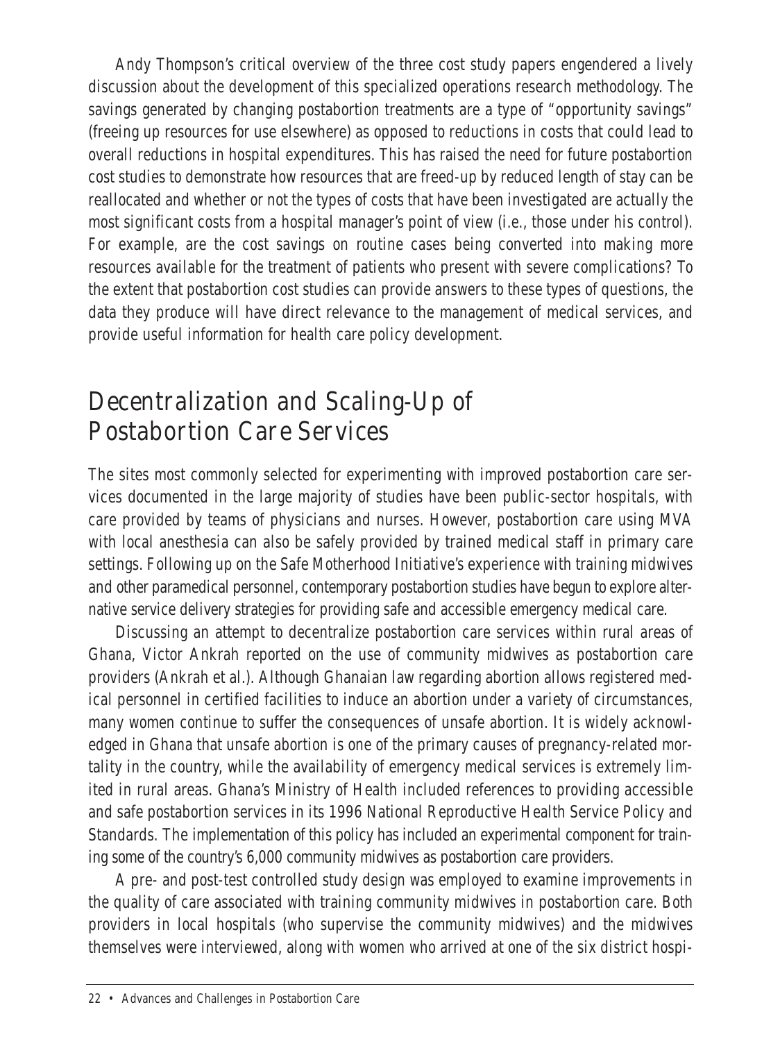Andy Thompson's critical overview of the three cost study papers engendered a lively discussion about the development of this specialized operations research methodology. The savings generated by changing postabortion treatments are a type of "opportunity savings" (freeing up resources for use elsewhere) as opposed to reductions in costs that could lead to overall reductions in hospital expenditures. This has raised the need for future postabortion cost studies to demonstrate how resources that are freed-up by reduced length of stay can be reallocated and whether or not the types of costs that have been investigated are actually the most significant costs from a hospital manager's point of view (i.e., those under his control). For example, are the cost savings on routine cases being converted into making more resources available for the treatment of patients who present with severe complications? To the extent that postabortion cost studies can provide answers to these types of questions, the data they produce will have direct relevance to the management of medical services, and provide useful information for health care policy development.

## Decentralization and Scaling-Up of Postabortion Care Services

The sites most commonly selected for experimenting with improved postabortion care services documented in the large majority of studies have been public-sector hospitals, with care provided by teams of physicians and nurses. However, postabortion care using MVA with local anesthesia can also be safely provided by trained medical staff in primary care settings. Following up on the Safe Motherhood Initiative's experience with training midwives and other paramedical personnel, contemporary postabortion studies have begun to explore alternative service delivery strategies for providing safe and accessible emergency medical care.

Discussing an attempt to decentralize postabortion care services within rural areas of Ghana, Victor Ankrah reported on the use of community midwives as postabortion care providers (Ankrah et al.). Although Ghanaian law regarding abortion allows registered medical personnel in certified facilities to induce an abortion under a variety of circumstances, many women continue to suffer the consequences of unsafe abortion. It is widely acknowledged in Ghana that unsafe abortion is one of the primary causes of pregnancy-related mortality in the country, while the availability of emergency medical services is extremely limited in rural areas. Ghana's Ministry of Health included references to providing accessible and safe postabortion services in its 1996 National Reproductive Health Service Policy and Standards. The implementation of this policy has included an experimental component for training some of the country's 6,000 community midwives as postabortion care providers.

A pre- and post-test controlled study design was employed to examine improvements in the quality of care associated with training community midwives in postabortion care. Both providers in local hospitals (who supervise the community midwives) and the midwives themselves were interviewed, along with women who arrived at one of the six district hospi-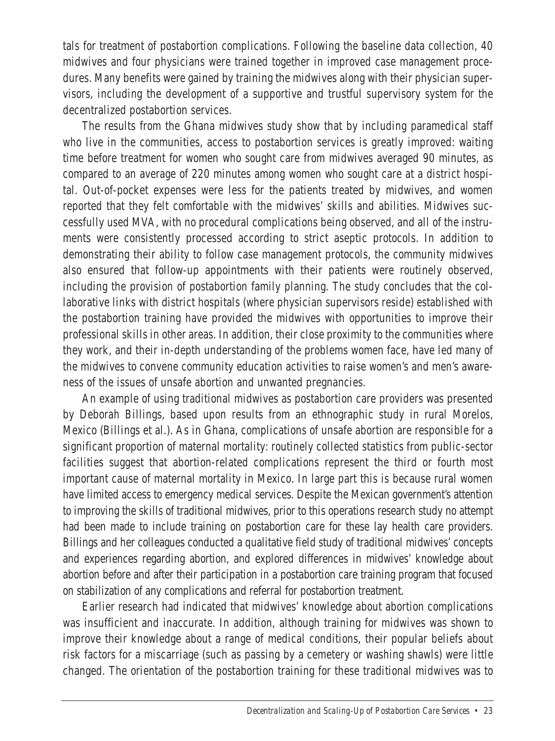tals for treatment of postabortion complications. Following the baseline data collection, 40 midwives and four physicians were trained together in improved case management procedures. Many benefits were gained by training the midwives along with their physician supervisors, including the development of a supportive and trustful supervisory system for the decentralized postabortion services.

The results from the Ghana midwives study show that by including paramedical staff who live in the communities, access to postabortion services is greatly improved: waiting time before treatment for women who sought care from midwives averaged 90 minutes, as compared to an average of 220 minutes among women who sought care at a district hospital. Out-of-pocket expenses were less for the patients treated by midwives, and women reported that they felt comfortable with the midwives' skills and abilities. Midwives successfully used MVA, with no procedural complications being observed, and all of the instruments were consistently processed according to strict aseptic protocols. In addition to demonstrating their ability to follow case management protocols, the community midwives also ensured that follow-up appointments with their patients were routinely observed, including the provision of postabortion family planning. The study concludes that the collaborative links with district hospitals (where physician supervisors reside) established with the postabortion training have provided the midwives with opportunities to improve their professional skills in other areas. In addition, their close proximity to the communities where they work, and their in-depth understanding of the problems women face, have led many of the midwives to convene community education activities to raise women's and men's awareness of the issues of unsafe abortion and unwanted pregnancies.

An example of using traditional midwives as postabortion care providers was presented by Deborah Billings, based upon results from an ethnographic study in rural Morelos, Mexico (Billings et al.). As in Ghana, complications of unsafe abortion are responsible for a significant proportion of maternal mortality: routinely collected statistics from public-sector facilities suggest that abortion-related complications represent the third or fourth most important cause of maternal mortality in Mexico. In large part this is because rural women have limited access to emergency medical services. Despite the Mexican government's attention to improving the skills of traditional midwives, prior to this operations research study no attempt had been made to include training on postabortion care for these lay health care providers. Billings and her colleagues conducted a qualitative field study of traditional midwives' concepts and experiences regarding abortion, and explored differences in midwives' knowledge about abortion before and after their participation in a postabortion care training program that focused on stabilization of any complications and referral for postabortion treatment.

Earlier research had indicated that midwives' knowledge about abortion complications was insufficient and inaccurate. In addition, although training for midwives was shown to improve their knowledge about a range of medical conditions, their popular beliefs about risk factors for a miscarriage (such as passing by a cemetery or washing shawls) were little changed. The orientation of the postabortion training for these traditional midwives was to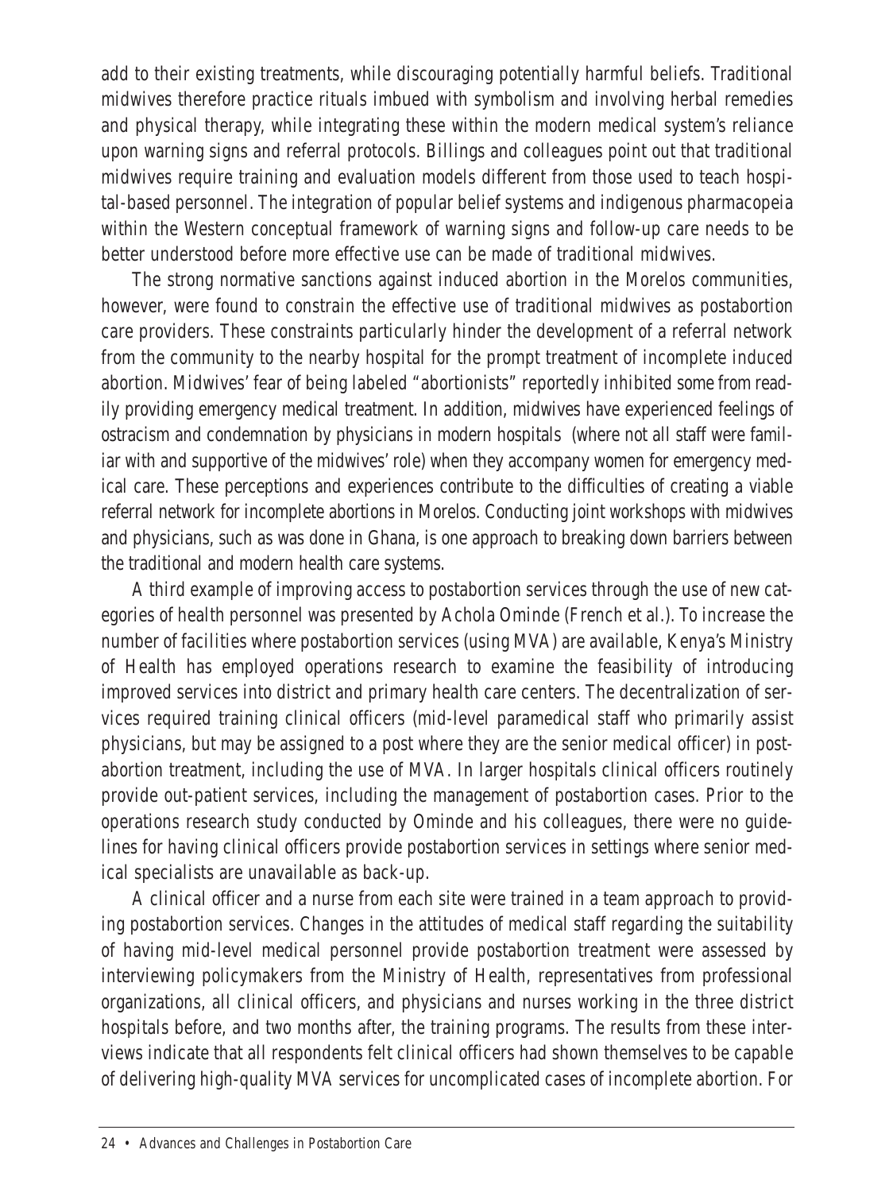add to their existing treatments, while discouraging potentially harmful beliefs. Traditional midwives therefore practice rituals imbued with symbolism and involving herbal remedies and physical therapy, while integrating these within the modern medical system's reliance upon warning signs and referral protocols. Billings and colleagues point out that traditional midwives require training and evaluation models different from those used to teach hospital-based personnel. The integration of popular belief systems and indigenous pharmacopeia within the Western conceptual framework of warning signs and follow-up care needs to be better understood before more effective use can be made of traditional midwives.

The strong normative sanctions against induced abortion in the Morelos communities, however, were found to constrain the effective use of traditional midwives as postabortion care providers. These constraints particularly hinder the development of a referral network from the community to the nearby hospital for the prompt treatment of incomplete induced abortion. Midwives' fear of being labeled "abortionists" reportedly inhibited some from readily providing emergency medical treatment. In addition, midwives have experienced feelings of ostracism and condemnation by physicians in modern hospitals (where not all staff were familiar with and supportive of the midwives' role) when they accompany women for emergency medical care. These perceptions and experiences contribute to the difficulties of creating a viable referral network for incomplete abortions in Morelos. Conducting joint workshops with midwives and physicians, such as was done in Ghana, is one approach to breaking down barriers between the traditional and modern health care systems.

A third example of improving access to postabortion services through the use of new categories of health personnel was presented by Achola Ominde (French et al.). To increase the number of facilities where postabortion services (using MVA) are available, Kenya's Ministry of Health has employed operations research to examine the feasibility of introducing improved services into district and primary health care centers. The decentralization of services required training clinical officers (mid-level paramedical staff who primarily assist physicians, but may be assigned to a post where they are the senior medical officer) in postabortion treatment, including the use of MVA. In larger hospitals clinical officers routinely provide out-patient services, including the management of postabortion cases. Prior to the operations research study conducted by Ominde and his colleagues, there were no guidelines for having clinical officers provide postabortion services in settings where senior medical specialists are unavailable as back-up.

A clinical officer and a nurse from each site were trained in a team approach to providing postabortion services. Changes in the attitudes of medical staff regarding the suitability of having mid-level medical personnel provide postabortion treatment were assessed by interviewing policymakers from the Ministry of Health, representatives from professional organizations, all clinical officers, and physicians and nurses working in the three district hospitals before, and two months after, the training programs. The results from these interviews indicate that all respondents felt clinical officers had shown themselves to be capable of delivering high-quality MVA services for uncomplicated cases of incomplete abortion. For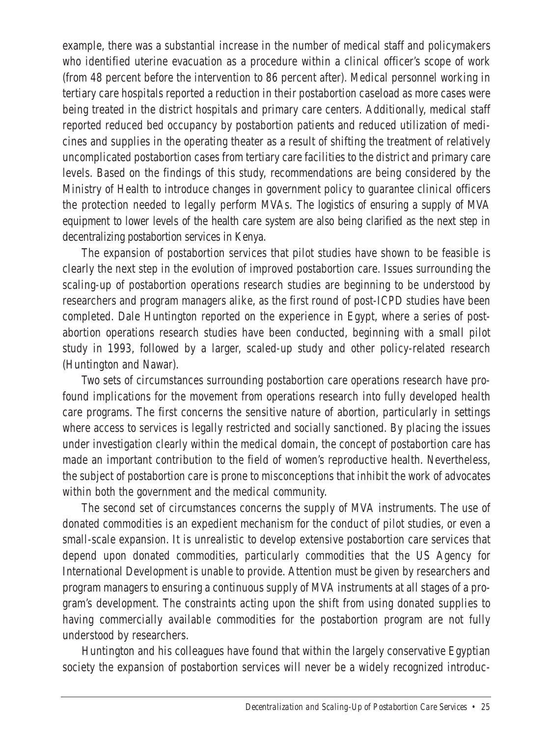example, there was a substantial increase in the number of medical staff and policymakers who identified uterine evacuation as a procedure within a clinical officer's scope of work (from 48 percent before the intervention to 86 percent after). Medical personnel working in tertiary care hospitals reported a reduction in their postabortion caseload as more cases were being treated in the district hospitals and primary care centers. Additionally, medical staff reported reduced bed occupancy by postabortion patients and reduced utilization of medicines and supplies in the operating theater as a result of shifting the treatment of relatively uncomplicated postabortion cases from tertiary care facilities to the district and primary care levels. Based on the findings of this study, recommendations are being considered by the Ministry of Health to introduce changes in government policy to guarantee clinical officers the protection needed to legally perform MVAs. The logistics of ensuring a supply of MVA equipment to lower levels of the health care system are also being clarified as the next step in decentralizing postabortion services in Kenya.

The expansion of postabortion services that pilot studies have shown to be feasible is clearly the next step in the evolution of improved postabortion care. Issues surrounding the scaling-up of postabortion operations research studies are beginning to be understood by researchers and program managers alike, as the first round of post-ICPD studies have been completed. Dale Huntington reported on the experience in Egypt, where a series of postabortion operations research studies have been conducted, beginning with a small pilot study in 1993, followed by a larger, scaled-up study and other policy-related research (Huntington and Nawar).

Two sets of circumstances surrounding postabortion care operations research have profound implications for the movement from operations research into fully developed health care programs. The first concerns the sensitive nature of abortion, particularly in settings where access to services is legally restricted and socially sanctioned. By placing the issues under investigation clearly within the medical domain, the concept of postabortion care has made an important contribution to the field of women's reproductive health. Nevertheless, the subject of postabortion care is prone to misconceptions that inhibit the work of advocates within both the government and the medical community.

The second set of circumstances concerns the supply of MVA instruments. The use of donated commodities is an expedient mechanism for the conduct of pilot studies, or even a small-scale expansion. It is unrealistic to develop extensive postabortion care services that depend upon donated commodities, particularly commodities that the US Agency for International Development is unable to provide. Attention must be given by researchers and program managers to ensuring a continuous supply of MVA instruments at all stages of a program's development. The constraints acting upon the shift from using donated supplies to having commercially available commodities for the postabortion program are not fully understood by researchers.

Huntington and his colleagues have found that within the largely conservative Egyptian society the expansion of postabortion services will never be a widely recognized introduc-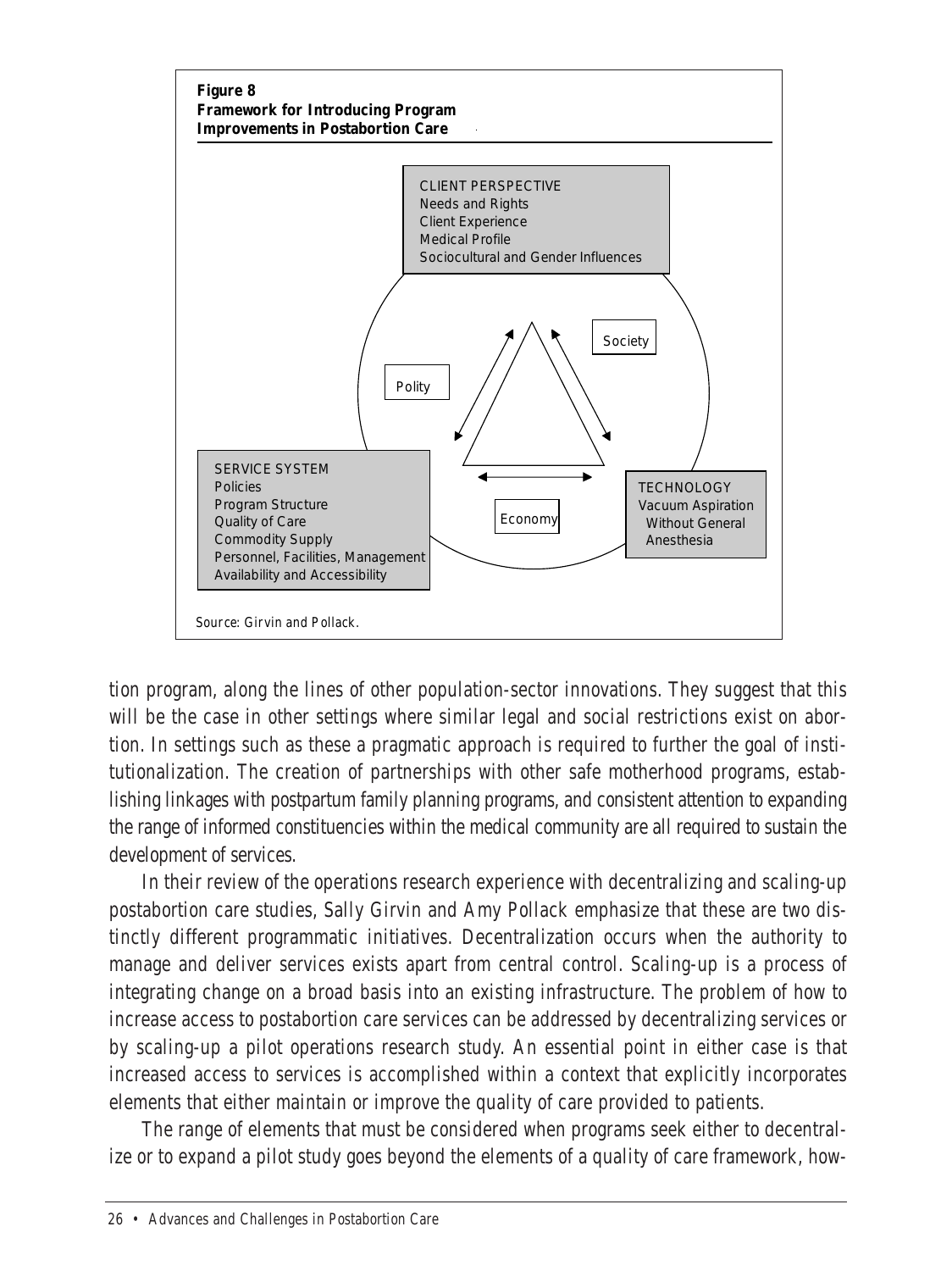**Figure 8**
**Framework for Introducing Program Improvements in Postabortion Care**

CLIENT PERSPECTIVE
Needs and Rights
Client Experience
Medical Profile
Sociocultural and Gender Influences

Society

Polity

Economy

SERVICE SYSTEM
Policies
Program Structure
Quality of Care
Commodity Supply
Personnel, Facilities, Management
Availability and Accessibility

TECHNOLOGY
Vacuum Aspiration
Without General Anesthesia

*Source:* Girvin and Pollack.

tion program, along the lines of other population-sector innovations. They suggest that this will be the case in other settings where similar legal and social restrictions exist on abortion. In settings such as these a pragmatic approach is required to further the goal of institutionalization. The creation of partnerships with other safe motherhood programs, establishing linkages with postpartum family planning programs, and consistent attention to expanding the range of informed constituencies within the medical community are all required to sustain the development of services.

In their review of the operations research experience with decentralizing and scaling-up postabortion care studies, Sally Girvin and Amy Pollack emphasize that these are two distinctly different programmatic initiatives. Decentralization occurs when the authority to manage and deliver services exists apart from central control. Scaling-up is a process of integrating change on a broad basis into an existing infrastructure. The problem of how to increase access to postabortion care services can be addressed by decentralizing services or by scaling-up a pilot operations research study. An essential point in either case is that increased access to services is accomplished within a context that explicitly incorporates elements that either maintain or improve the quality of care provided to patients.

The range of elements that must be considered when programs seek either to decentralize or to expand a pilot study goes beyond the elements of a quality of care framework, how-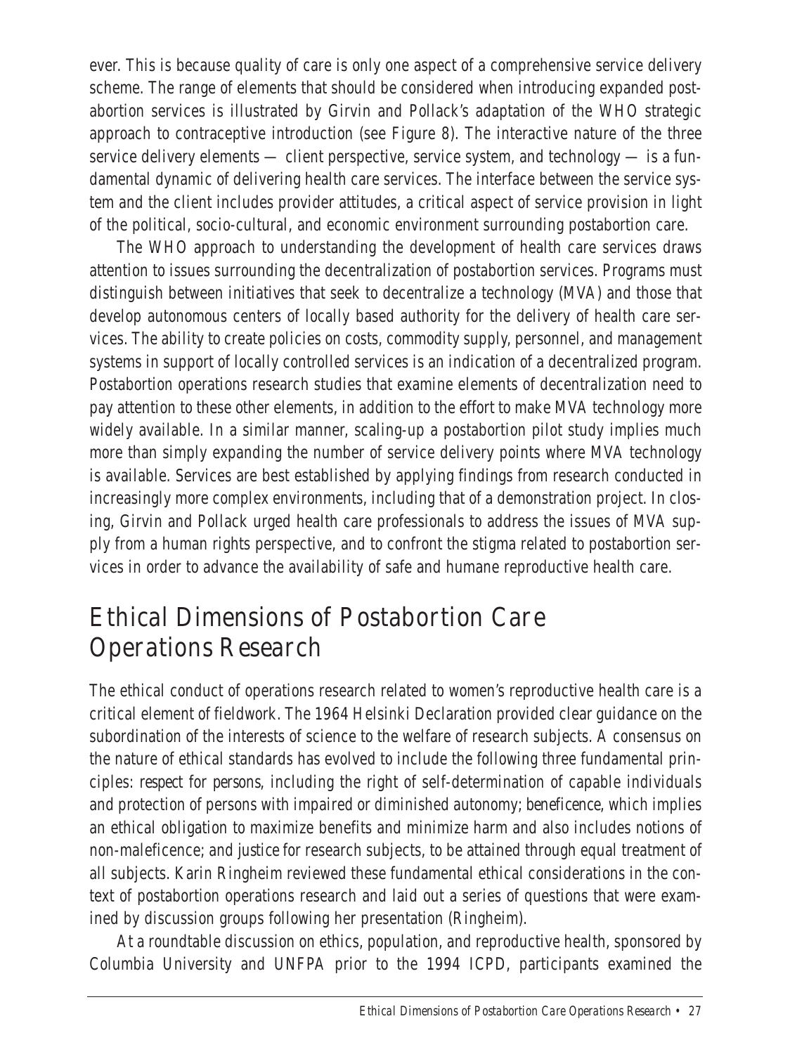ever. This is because quality of care is only one aspect of a comprehensive service delivery scheme. The range of elements that should be considered when introducing expanded postabortion services is illustrated by Girvin and Pollack's adaptation of the WHO strategic approach to contraceptive introduction (see Figure 8). The interactive nature of the three service delivery elements — client perspective, service system, and technology — is a fundamental dynamic of delivering health care services. The interface between the service system and the client includes provider attitudes, a critical aspect of service provision in light of the political, socio-cultural, and economic environment surrounding postabortion care.

The WHO approach to understanding the development of health care services draws attention to issues surrounding the decentralization of postabortion services. Programs must distinguish between initiatives that seek to decentralize a technology (MVA) and those that develop autonomous centers of locally based authority for the delivery of health care services. The ability to create policies on costs, commodity supply, personnel, and management systems in support of locally controlled services is an indication of a decentralized program. Postabortion operations research studies that examine elements of decentralization need to pay attention to these other elements, in addition to the effort to make MVA technology more widely available. In a similar manner, scaling-up a postabortion pilot study implies much more than simply expanding the number of service delivery points where MVA technology is available. Services are best established by applying findings from research conducted in increasingly more complex environments, including that of a demonstration project. In closing, Girvin and Pollack urged health care professionals to address the issues of MVA supply from a human rights perspective, and to confront the stigma related to postabortion services in order to advance the availability of safe and humane reproductive health care.

# Ethical Dimensions of Postabortion Care Operations Research

The ethical conduct of operations research related to women's reproductive health care is a critical element of fieldwork. The 1964 Helsinki Declaration provided clear guidance on the subordination of the interests of science to the welfare of research subjects. A consensus on the nature of ethical standards has evolved to include the following three fundamental principles: *respect for persons*, including the right of self-determination of capable individuals and protection of persons with impaired or diminished autonomy; *beneficence*, which implies an ethical obligation to maximize benefits and minimize harm and also includes notions of non-maleficence; and *justice* for research subjects, to be attained through equal treatment of all subjects. Karin Ringheim reviewed these fundamental ethical considerations in the context of postabortion operations research and laid out a series of questions that were examined by discussion groups following her presentation (Ringheim).

At a roundtable discussion on ethics, population, and reproductive health, sponsored by Columbia University and UNFPA prior to the 1994 ICPD, participants examined the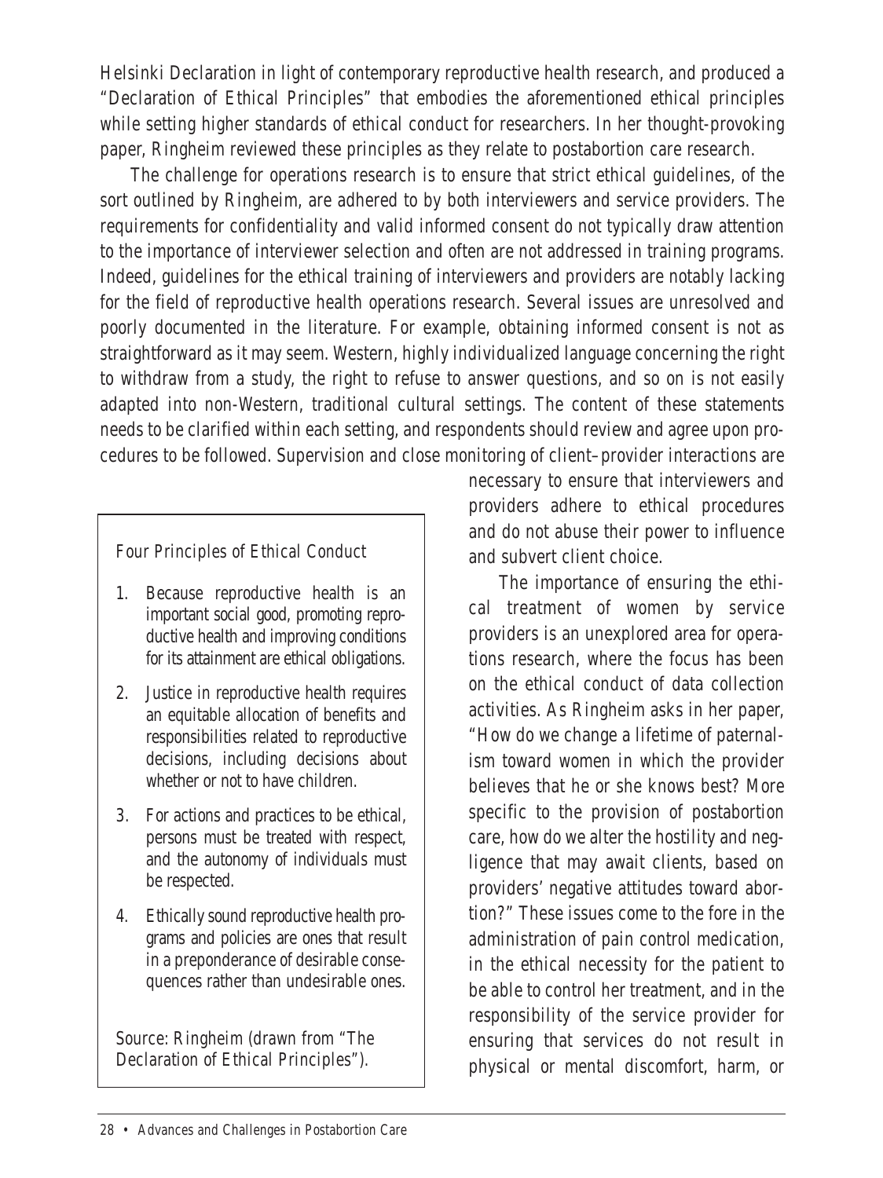Helsinki Declaration in light of contemporary reproductive health research, and produced a "Declaration of Ethical Principles" that embodies the aforementioned ethical principles while setting higher standards of ethical conduct for researchers. In her thought-provoking paper, Ringheim reviewed these principles as they relate to postabortion care research.

The challenge for operations research is to ensure that strict ethical guidelines, of the sort outlined by Ringheim, are adhered to by both interviewers and service providers. The requirements for confidentiality and valid informed consent do not typically draw attention to the importance of interviewer selection and often are not addressed in training programs. Indeed, guidelines for the ethical training of interviewers and providers are notably lacking for the field of reproductive health operations research. Several issues are unresolved and poorly documented in the literature. For example, obtaining informed consent is not as straightforward as it may seem. Western, highly individualized language concerning the right to withdraw from a study, the right to refuse to answer questions, and so on is not easily adapted into non-Western, traditional cultural settings. The content of these statements needs to be clarified within each setting, and respondents should review and agree upon procedures to be followed. Supervision and close monitoring of client–provider interactions are necessary to ensure that interviewers and providers adhere to ethical procedures and do not abuse their power to influence and subvert client choice.

The importance of ensuring the ethical treatment of women by service providers is an unexplored area for operations research, where the focus has been on the ethical conduct of data collection activities. As Ringheim asks in her paper, "How do we change a lifetime of paternalism toward women in which the provider believes that he or she knows best? More specific to the provision of postabortion care, how do we alter the hostility and negligence that may await clients, based on providers' negative attitudes toward abortion?" These issues come to the fore in the administration of pain control medication, in the ethical necessity for the patient to be able to control her treatment, and in the responsibility of the service provider for ensuring that services do not result in physical or mental discomfort, harm, or

> **Four Principles of Ethical Conduct**
>
> 1. Because reproductive health is an important social good, promoting reproductive health and improving conditions for its attainment are ethical obligations.
> 2. Justice in reproductive health requires an equitable allocation of benefits and responsibilities related to reproductive decisions, including decisions about whether or not to have children.
> 3. For actions and practices to be ethical, persons must be treated with respect, and the autonomy of individuals must be respected.
> 4. Ethically sound reproductive health programs and policies are ones that result in a preponderance of desirable consequences rather than undesirable ones.
>
> Source: Ringheim (drawn from "The Declaration of Ethical Principles").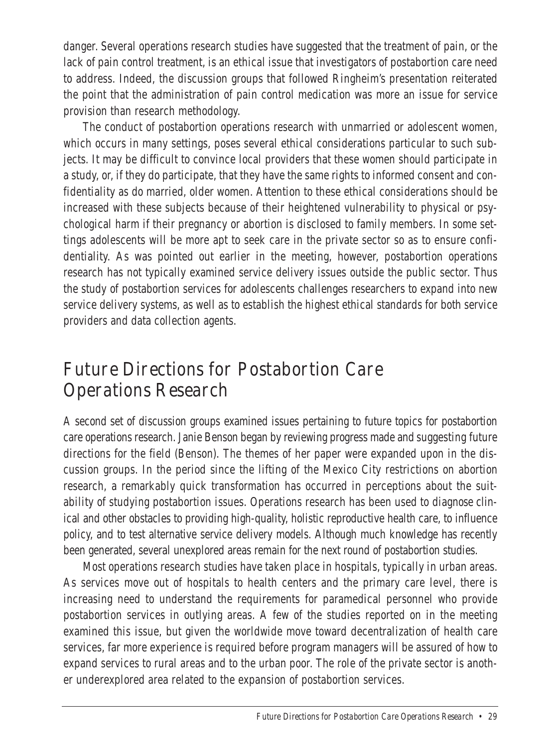danger. Several operations research studies have suggested that the treatment of pain, or the lack of pain control treatment, is an ethical issue that investigators of postabortion care need to address. Indeed, the discussion groups that followed Ringheim's presentation reiterated the point that the administration of pain control medication was more an issue for service provision than research methodology.

The conduct of postabortion operations research with unmarried or adolescent women, which occurs in many settings, poses several ethical considerations particular to such subjects. It may be difficult to convince local providers that these women should participate in a study, or, if they do participate, that they have the same rights to informed consent and confidentiality as do married, older women. Attention to these ethical considerations should be increased with these subjects because of their heightened vulnerability to physical or psychological harm if their pregnancy or abortion is disclosed to family members. In some settings adolescents will be more apt to seek care in the private sector so as to ensure confidentiality. As was pointed out earlier in the meeting, however, postabortion operations research has not typically examined service delivery issues outside the public sector. Thus the study of postabortion services for adolescents challenges researchers to expand into new service delivery systems, as well as to establish the highest ethical standards for both service providers and data collection agents.

## Future Directions for Postabortion Care Operations Research

A second set of discussion groups examined issues pertaining to future topics for postabortion care operations research. Janie Benson began by reviewing progress made and suggesting future directions for the field (Benson). The themes of her paper were expanded upon in the discussion groups. In the period since the lifting of the Mexico City restrictions on abortion research, a remarkably quick transformation has occurred in perceptions about the suitability of studying postabortion issues. Operations research has been used to diagnose clinical and other obstacles to providing high-quality, holistic reproductive health care, to influence policy, and to test alternative service delivery models. Although much knowledge has recently been generated, several unexplored areas remain for the next round of postabortion studies.

Most operations research studies have taken place in hospitals, typically in urban areas. As services move out of hospitals to health centers and the primary care level, there is increasing need to understand the requirements for paramedical personnel who provide postabortion services in outlying areas. A few of the studies reported on in the meeting examined this issue, but given the worldwide move toward decentralization of health care services, far more experience is required before program managers will be assured of how to expand services to rural areas and to the urban poor. The role of the private sector is another underexplored area related to the expansion of postabortion services.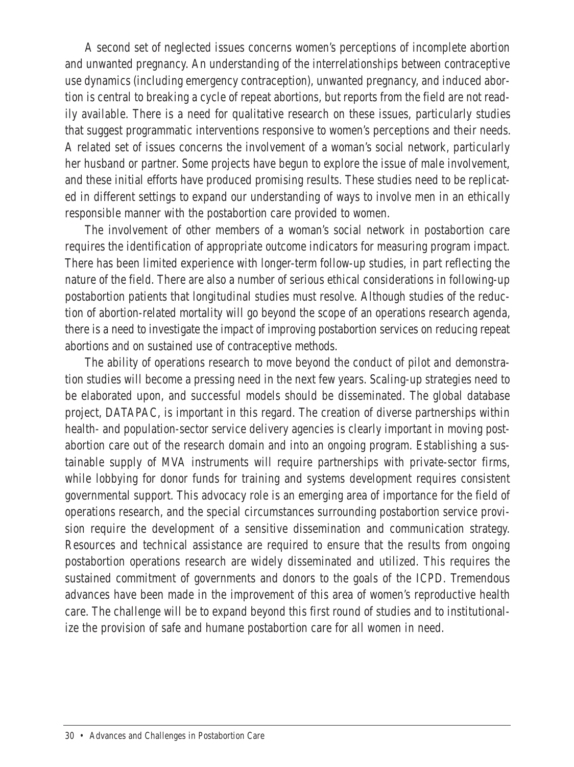A second set of neglected issues concerns women's perceptions of incomplete abortion and unwanted pregnancy. An understanding of the interrelationships between contraceptive use dynamics (including emergency contraception), unwanted pregnancy, and induced abortion is central to breaking a cycle of repeat abortions, but reports from the field are not readily available. There is a need for qualitative research on these issues, particularly studies that suggest programmatic interventions responsive to women's perceptions and their needs. A related set of issues concerns the involvement of a woman's social network, particularly her husband or partner. Some projects have begun to explore the issue of male involvement, and these initial efforts have produced promising results. These studies need to be replicated in different settings to expand our understanding of ways to involve men in an ethically responsible manner with the postabortion care provided to women.

The involvement of other members of a woman's social network in postabortion care requires the identification of appropriate outcome indicators for measuring program impact. There has been limited experience with longer-term follow-up studies, in part reflecting the nature of the field. There are also a number of serious ethical considerations in following-up postabortion patients that longitudinal studies must resolve. Although studies of the reduction of abortion-related mortality will go beyond the scope of an operations research agenda, there is a need to investigate the impact of improving postabortion services on reducing repeat abortions and on sustained use of contraceptive methods.

The ability of operations research to move beyond the conduct of pilot and demonstration studies will become a pressing need in the next few years. Scaling-up strategies need to be elaborated upon, and successful models should be disseminated. The global database project, DATAPAC, is important in this regard. The creation of diverse partnerships within health- and population-sector service delivery agencies is clearly important in moving postabortion care out of the research domain and into an ongoing program. Establishing a sustainable supply of MVA instruments will require partnerships with private-sector firms, while lobbying for donor funds for training and systems development requires consistent governmental support. This advocacy role is an emerging area of importance for the field of operations research, and the special circumstances surrounding postabortion service provision require the development of a sensitive dissemination and communication strategy. Resources and technical assistance are required to ensure that the results from ongoing postabortion operations research are widely disseminated and utilized. This requires the sustained commitment of governments and donors to the goals of the ICPD. Tremendous advances have been made in the improvement of this area of women's reproductive health care. The challenge will be to expand beyond this first round of studies and to institutionalize the provision of safe and humane postabortion care for all women in need.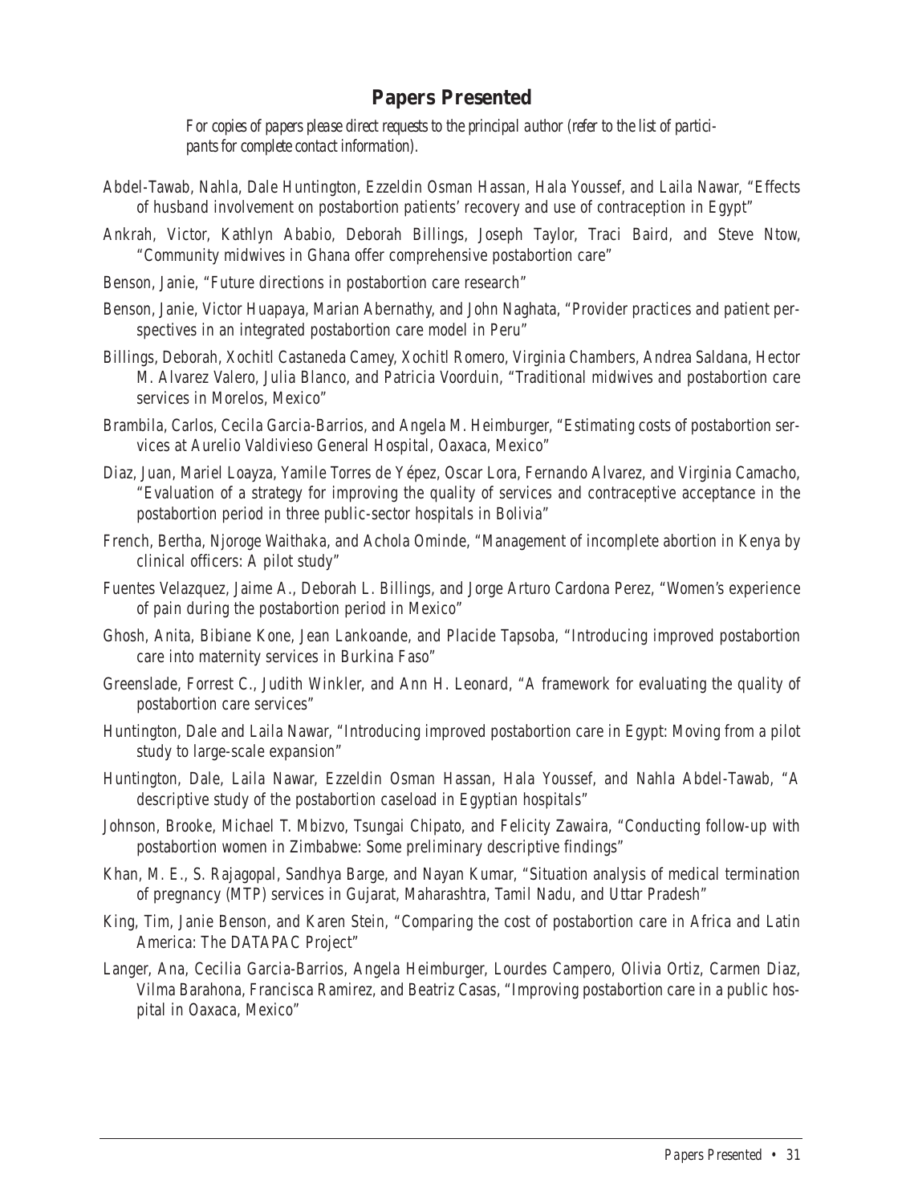## Papers Presented

*For copies of papers please direct requests to the principal author (refer to the list of participants for complete contact information).*

Abdel-Tawab, Nahla, Dale Huntington, Ezzeldin Osman Hassan, Hala Youssef, and Laila Nawar, "Effects of husband involvement on postabortion patients' recovery and use of contraception in Egypt"

Ankrah, Victor, Kathlyn Ababio, Deborah Billings, Joseph Taylor, Traci Baird, and Steve Ntow, "Community midwives in Ghana offer comprehensive postabortion care"

Benson, Janie, "Future directions in postabortion care research"

Benson, Janie, Victor Huapaya, Marian Abernathy, and John Naghata, "Provider practices and patient perspectives in an integrated postabortion care model in Peru"

Billings, Deborah, Xochitl Castaneda Camey, Xochitl Romero, Virginia Chambers, Andrea Saldana, Hector M. Alvarez Valero, Julia Blanco, and Patricia Voorduin, "Traditional midwives and postabortion care services in Morelos, Mexico"

Brambila, Carlos, Cecila Garcia-Barrios, and Angela M. Heimburger, "Estimating costs of postabortion services at Aurelio Valdivieso General Hospital, Oaxaca, Mexico"

Diaz, Juan, Mariel Loayza, Yamile Torres de Yépez, Oscar Lora, Fernando Alvarez, and Virginia Camacho, "Evaluation of a strategy for improving the quality of services and contraceptive acceptance in the postabortion period in three public-sector hospitals in Bolivia"

French, Bertha, Njoroge Waithaka, and Achola Ominde, "Management of incomplete abortion in Kenya by clinical officers: A pilot study"

Fuentes Velazquez, Jaime A., Deborah L. Billings, and Jorge Arturo Cardona Perez, "Women's experience of pain during the postabortion period in Mexico"

Ghosh, Anita, Bibiane Kone, Jean Lankoande, and Placide Tapsoba, "Introducing improved postabortion care into maternity services in Burkina Faso"

Greenslade, Forrest C., Judith Winkler, and Ann H. Leonard, "A framework for evaluating the quality of postabortion care services"

Huntington, Dale and Laila Nawar, "Introducing improved postabortion care in Egypt: Moving from a pilot study to large-scale expansion"

Huntington, Dale, Laila Nawar, Ezzeldin Osman Hassan, Hala Youssef, and Nahla Abdel-Tawab, "A descriptive study of the postabortion caseload in Egyptian hospitals"

Johnson, Brooke, Michael T. Mbizvo, Tsungai Chipato, and Felicity Zawaira, "Conducting follow-up with postabortion women in Zimbabwe: Some preliminary descriptive findings"

Khan, M. E., S. Rajagopal, Sandhya Barge, and Nayan Kumar, "Situation analysis of medical termination of pregnancy (MTP) services in Gujarat, Maharashtra, Tamil Nadu, and Uttar Pradesh"

King, Tim, Janie Benson, and Karen Stein, "Comparing the cost of postabortion care in Africa and Latin America: The DATAPAC Project"

Langer, Ana, Cecilia Garcia-Barrios, Angela Heimburger, Lourdes Campero, Olivia Ortiz, Carmen Diaz, Vilma Barahona, Francisca Ramirez, and Beatriz Casas, "Improving postabortion care in a public hospital in Oaxaca, Mexico"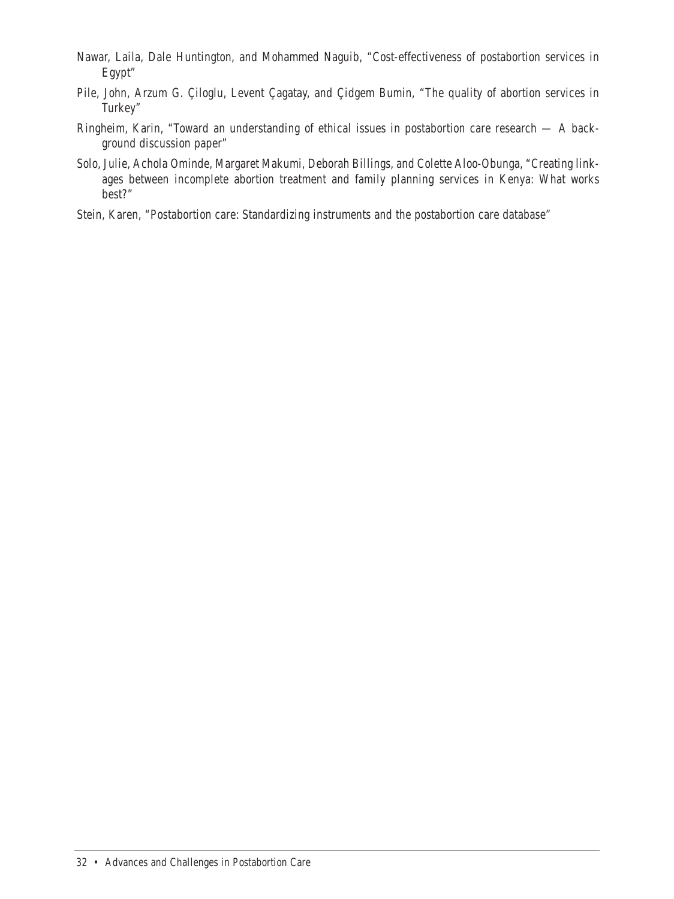Nawar, Laila, Dale Huntington, and Mohammed Naguib, "Cost-effectiveness of postabortion services in Egypt"

Pile, John, Arzum G. Çiloglu, Levent Çagatay, and Çidgem Bumin, "The quality of abortion services in Turkey"

Ringheim, Karin, "Toward an understanding of ethical issues in postabortion care research — A background discussion paper"

Solo, Julie, Achola Ominde, Margaret Makumi, Deborah Billings, and Colette Aloo-Obunga, "Creating linkages between incomplete abortion treatment and family planning services in Kenya: What works best?"

Stein, Karen, "Postabortion care: Standardizing instruments and the postabortion care database"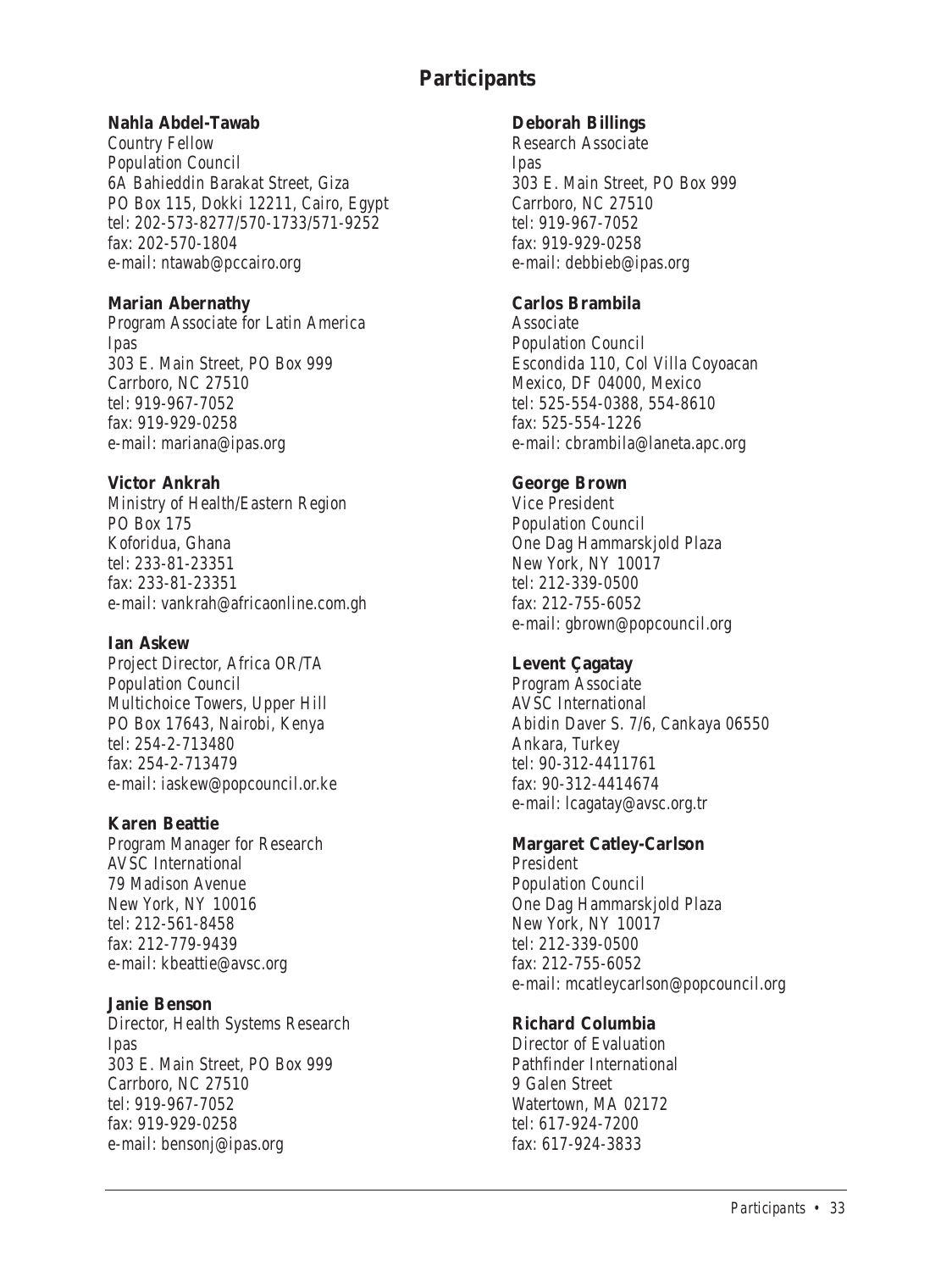## Participants

**Nahla Abdel-Tawab**
Country Fellow
Population Council
6A Bahieddin Barakat Street, Giza
PO Box 115, Dokki 12211, Cairo, Egypt
tel: 202-573-8277/570-1733/571-9252
fax: 202-570-1804
e-mail: ntawab@pccairo.org

**Marian Abernathy**
Program Associate for Latin America
Ipas
303 E. Main Street, PO Box 999
Carrboro, NC 27510
tel: 919-967-7052
fax: 919-929-0258
e-mail: mariana@ipas.org

**Victor Ankrah**
Ministry of Health/Eastern Region
PO Box 175
Koforidua, Ghana
tel: 233-81-23351
fax: 233-81-23351
e-mail: vankrah@africaonline.com.gh

**Ian Askew**
Project Director, Africa OR/TA
Population Council
Multichoice Towers, Upper Hill
PO Box 17643, Nairobi, Kenya
tel: 254-2-713480
fax: 254-2-713479
e-mail: iaskew@popcouncil.or.ke

**Karen Beattie**
Program Manager for Research
AVSC International
79 Madison Avenue
New York, NY 10016
tel: 212-561-8458
fax: 212-779-9439
e-mail: kbeattie@avsc.org

**Janie Benson**
Director, Health Systems Research
Ipas
303 E. Main Street, PO Box 999
Carrboro, NC 27510
tel: 919-967-7052
fax: 919-929-0258
e-mail: bensonj@ipas.org

**Deborah Billings**
Research Associate
Ipas
303 E. Main Street, PO Box 999
Carrboro, NC 27510
tel: 919-967-7052
fax: 919-929-0258
e-mail: debbieb@ipas.org

**Carlos Brambila**
Associate
Population Council
Escondida 110, Col Villa Coyoacan
Mexico, DF 04000, Mexico
tel: 525-554-0388, 554-8610
fax: 525-554-1226
e-mail: cbrambila@laneta.apc.org

**George Brown**
Vice President
Population Council
One Dag Hammarskjold Plaza
New York, NY 10017
tel: 212-339-0500
fax: 212-755-6052
e-mail: gbrown@popcouncil.org

**Levent Çagatay**
Program Associate
AVSC International
Abidin Daver S. 7/6, Cankaya 06550
Ankara, Turkey
tel: 90-312-4411761
fax: 90-312-4414674
e-mail: lcagatay@avsc.org.tr

**Margaret Catley-Carlson**
President
Population Council
One Dag Hammarskjold Plaza
New York, NY 10017
tel: 212-339-0500
fax: 212-755-6052
e-mail: mcatleycarlson@popcouncil.org

**Richard Columbia**
Director of Evaluation
Pathfinder International
9 Galen Street
Watertown, MA 02172
tel: 617-924-7200
fax: 617-924-3833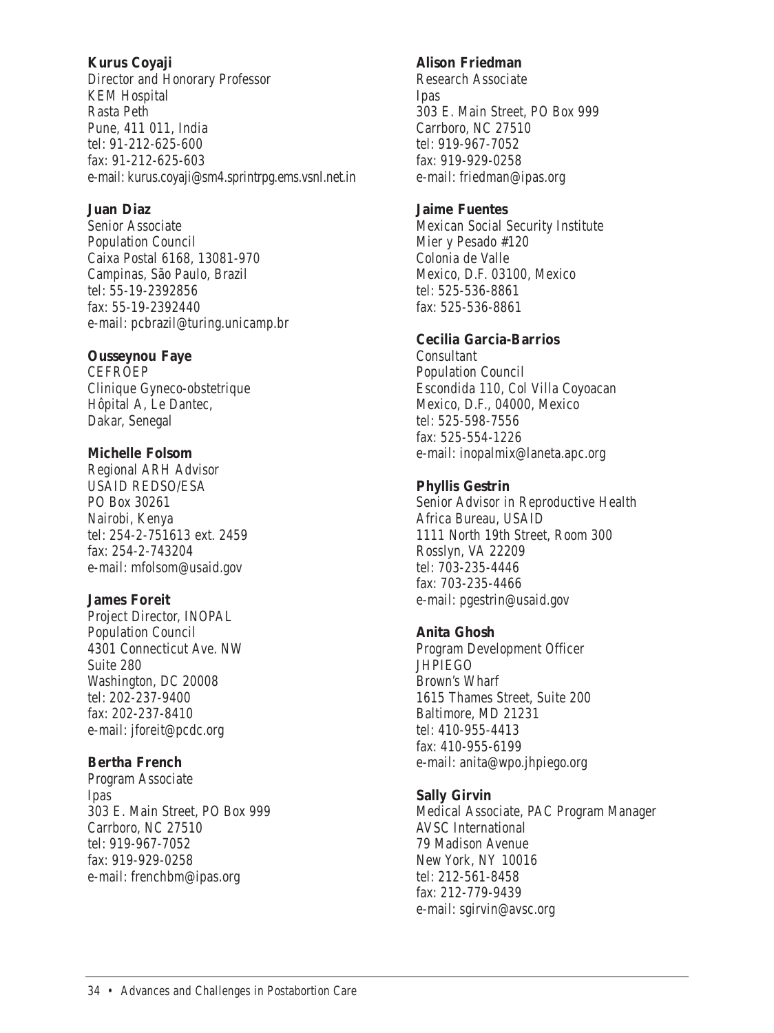**Kurus Coyaji**
Director and Honorary Professor
KEM Hospital
Rasta Peth
Pune, 411 011, India
tel: 91-212-625-600
fax: 91-212-625-603
e-mail: kurus.coyaji@sm4.sprintrpg.ems.vsnl.net.in

**Juan Diaz**
Senior Associate
Population Council
Caixa Postal 6168, 13081-970
Campinas, São Paulo, Brazil
tel: 55-19-2392856
fax: 55-19-2392440
e-mail: pcbrazil@turing.unicamp.br

**Ousseynou Faye**
CEFROEP
Clinique Gyneco-obstetrique
Hôpital A, Le Dantec,
Dakar, Senegal

**Michelle Folsom**
Regional ARH Advisor
USAID REDSO/ESA
PO Box 30261
Nairobi, Kenya
tel: 254-2-751613 ext. 2459
fax: 254-2-743204
e-mail: mfolsom@usaid.gov

**James Foreit**
Project Director, INOPAL
Population Council
4301 Connecticut Ave. NW
Suite 280
Washington, DC 20008
tel: 202-237-9400
fax: 202-237-8410
e-mail: jforeit@pcdc.org

**Bertha French**
Program Associate
Ipas
303 E. Main Street, PO Box 999
Carrboro, NC 27510
tel: 919-967-7052
fax: 919-929-0258
e-mail: frenchbm@ipas.org

**Alison Friedman**
Research Associate
Ipas
303 E. Main Street, PO Box 999
Carrboro, NC 27510
tel: 919-967-7052
fax: 919-929-0258
e-mail: friedman@ipas.org

**Jaime Fuentes**
Mexican Social Security Institute
Mier y Pesado #120
Colonia de Valle
Mexico, D.F. 03100, Mexico
tel: 525-536-8861
fax: 525-536-8861

**Cecilia Garcia-Barrios**
Consultant
Population Council
Escondida 110, Col Villa Coyoacan
Mexico, D.F., 04000, Mexico
tel: 525-598-7556
fax: 525-554-1226
e-mail: inopalmix@laneta.apc.org

**Phyllis Gestrin**
Senior Advisor in Reproductive Health
Africa Bureau, USAID
1111 North 19th Street, Room 300
Rosslyn, VA 22209
tel: 703-235-4446
fax: 703-235-4466
e-mail: pgestrin@usaid.gov

**Anita Ghosh**
Program Development Officer
JHPIEGO
Brown's Wharf
1615 Thames Street, Suite 200
Baltimore, MD 21231
tel: 410-955-4413
fax: 410-955-6199
e-mail: anita@wpo.jhpiego.org

**Sally Girvin**
Medical Associate, PAC Program Manager
AVSC International
79 Madison Avenue
New York, NY 10016
tel: 212-561-8458
fax: 212-779-9439
e-mail: sgirvin@avsc.org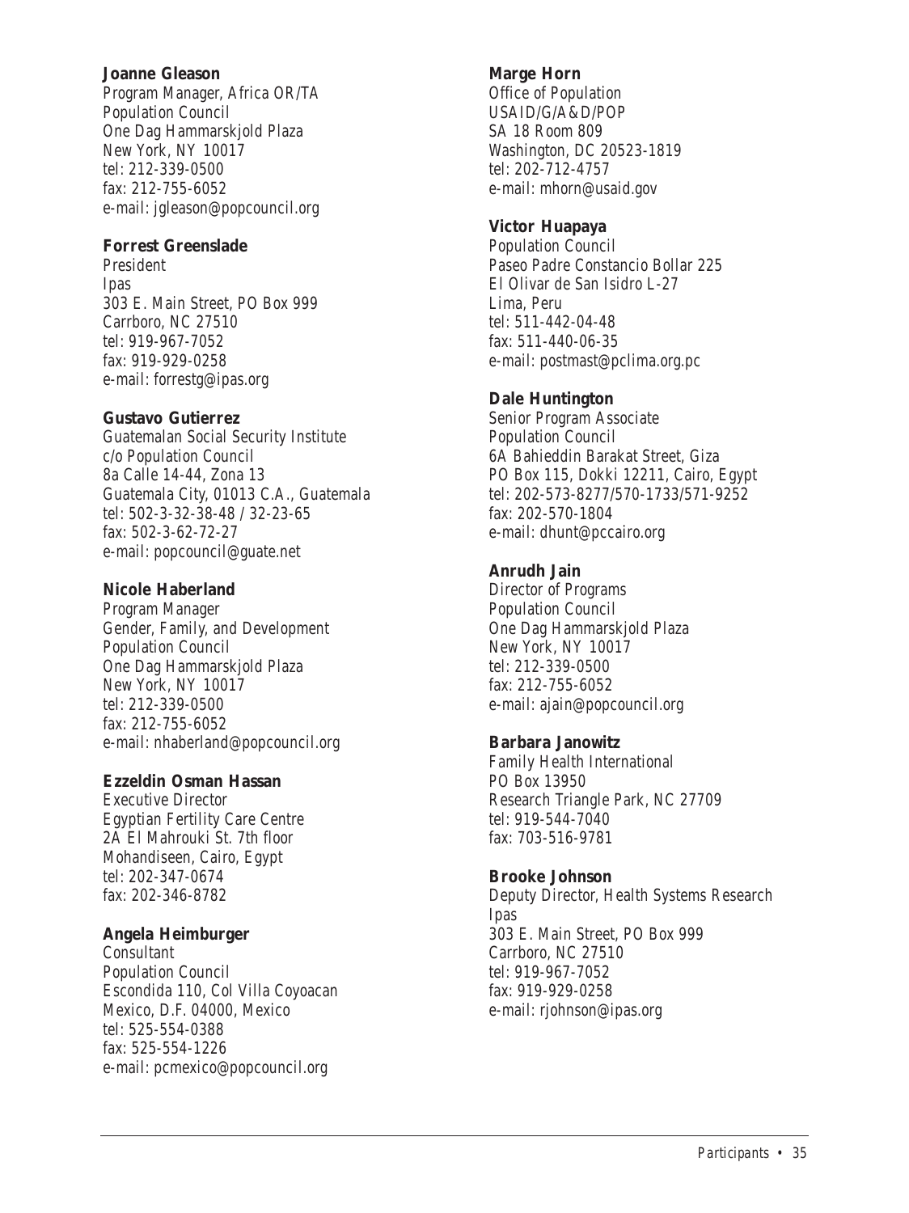**Joanne Gleason**
Program Manager, Africa OR/TA
Population Council
One Dag Hammarskjold Plaza
New York, NY 10017
tel: 212-339-0500
fax: 212-755-6052
e-mail: jgleason@popcouncil.org

**Forrest Greenslade**
President
Ipas
303 E. Main Street, PO Box 999
Carrboro, NC 27510
tel: 919-967-7052
fax: 919-929-0258
e-mail: forrestg@ipas.org

**Gustavo Gutierrez**
Guatemalan Social Security Institute
c/o Population Council
8a Calle 14-44, Zona 13
Guatemala City, 01013 C.A., Guatemala
tel: 502-3-32-38-48 / 32-23-65
fax: 502-3-62-72-27
e-mail: popcouncil@guate.net

**Nicole Haberland**
Program Manager
Gender, Family, and Development
Population Council
One Dag Hammarskjold Plaza
New York, NY 10017
tel: 212-339-0500
fax: 212-755-6052
e-mail: nhaberland@popcouncil.org

**Ezzeldin Osman Hassan**
Executive Director
Egyptian Fertility Care Centre
2A El Mahrouki St. 7th floor
Mohandiseen, Cairo, Egypt
tel: 202-347-0674
fax: 202-346-8782

**Angela Heimburger**
Consultant
Population Council
Escondida 110, Col Villa Coyoacan
Mexico, D.F. 04000, Mexico
tel: 525-554-0388
fax: 525-554-1226
e-mail: pcmexico@popcouncil.org

**Marge Horn**
Office of Population
USAID/G/A&D/POP
SA 18 Room 809
Washington, DC 20523-1819
tel: 202-712-4757
e-mail: mhorn@usaid.gov

**Victor Huapaya**
Population Council
Paseo Padre Constancio Bollar 225
El Olivar de San Isidro L-27
Lima, Peru
tel: 511-442-04-48
fax: 511-440-06-35
e-mail: postmast@pclima.org.pc

**Dale Huntington**
Senior Program Associate
Population Council
6A Bahieddin Barakat Street, Giza
PO Box 115, Dokki 12211, Cairo, Egypt
tel: 202-573-8277/570-1733/571-9252
fax: 202-570-1804
e-mail: dhunt@pccairo.org

**Anrudh Jain**
Director of Programs
Population Council
One Dag Hammarskjold Plaza
New York, NY 10017
tel: 212-339-0500
fax: 212-755-6052
e-mail: ajain@popcouncil.org

**Barbara Janowitz**
Family Health International
PO Box 13950
Research Triangle Park, NC 27709
tel: 919-544-7040
fax: 703-516-9781

**Brooke Johnson**
Deputy Director, Health Systems Research
Ipas
303 E. Main Street, PO Box 999
Carrboro, NC 27510
tel: 919-967-7052
fax: 919-929-0258
e-mail: rjohnson@ipas.org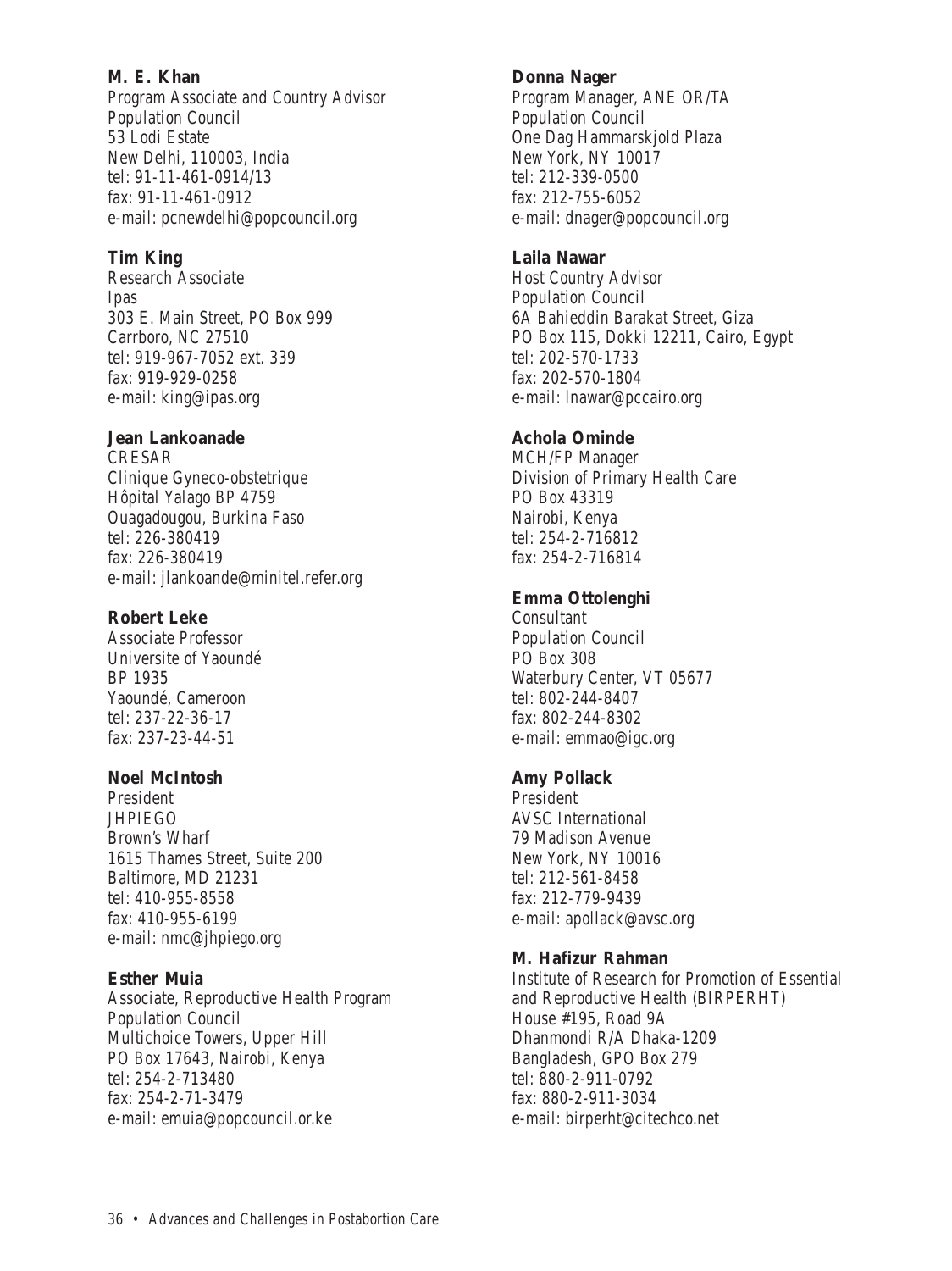**M. E. Khan**
Program Associate and Country Advisor
Population Council
53 Lodi Estate
New Delhi, 110003, India
tel: 91-11-461-0914/13
fax: 91-11-461-0912
e-mail: pcnewdelhi@popcouncil.org

**Tim King**
Research Associate
Ipas
303 E. Main Street, PO Box 999
Carrboro, NC 27510
tel: 919-967-7052 ext. 339
fax: 919-929-0258
e-mail: king@ipas.org

**Jean Lankoanade**
CRESAR
Clinique Gyneco-obstetrique
Hôpital Yalago BP 4759
Ouagadougou, Burkina Faso
tel: 226-380419
fax: 226-380419
e-mail: jlankoande@minitel.refer.org

**Robert Leke**
Associate Professor
Universite of Yaoundé
BP 1935
Yaoundé, Cameroon
tel: 237-22-36-17
fax: 237-23-44-51

**Noel McIntosh**
President
JHPIEGO
Brown's Wharf
1615 Thames Street, Suite 200
Baltimore, MD 21231
tel: 410-955-8558
fax: 410-955-6199
e-mail: nmc@jhpiego.org

**Esther Muia**
Associate, Reproductive Health Program
Population Council
Multichoice Towers, Upper Hill
PO Box 17643, Nairobi, Kenya
tel: 254-2-713480
fax: 254-2-71-3479
e-mail: emuia@popcouncil.or.ke

**Donna Nager**
Program Manager, ANE OR/TA
Population Council
One Dag Hammarskjold Plaza
New York, NY 10017
tel: 212-339-0500
fax: 212-755-6052
e-mail: dnager@popcouncil.org

**Laila Nawar**
Host Country Advisor
Population Council
6A Bahieddin Barakat Street, Giza
PO Box 115, Dokki 12211, Cairo, Egypt
tel: 202-570-1733
fax: 202-570-1804
e-mail: lnawar@pccairo.org

**Achola Ominde**
MCH/FP Manager
Division of Primary Health Care
PO Box 43319
Nairobi, Kenya
tel: 254-2-716812
fax: 254-2-716814

**Emma Ottolenghi**
Consultant
Population Council
PO Box 308
Waterbury Center, VT 05677
tel: 802-244-8407
fax: 802-244-8302
e-mail: emmao@igc.org

**Amy Pollack**
President
AVSC International
79 Madison Avenue
New York, NY 10016
tel: 212-561-8458
fax: 212-779-9439
e-mail: apollack@avsc.org

**M. Hafizur Rahman**
Institute of Research for Promotion of Essential and Reproductive Health (BIRPERHT)
House #195, Road 9A
Dhanmondi R/A Dhaka-1209
Bangladesh, GPO Box 279
tel: 880-2-911-0792
fax: 880-2-911-3034
e-mail: birperht@citechco.net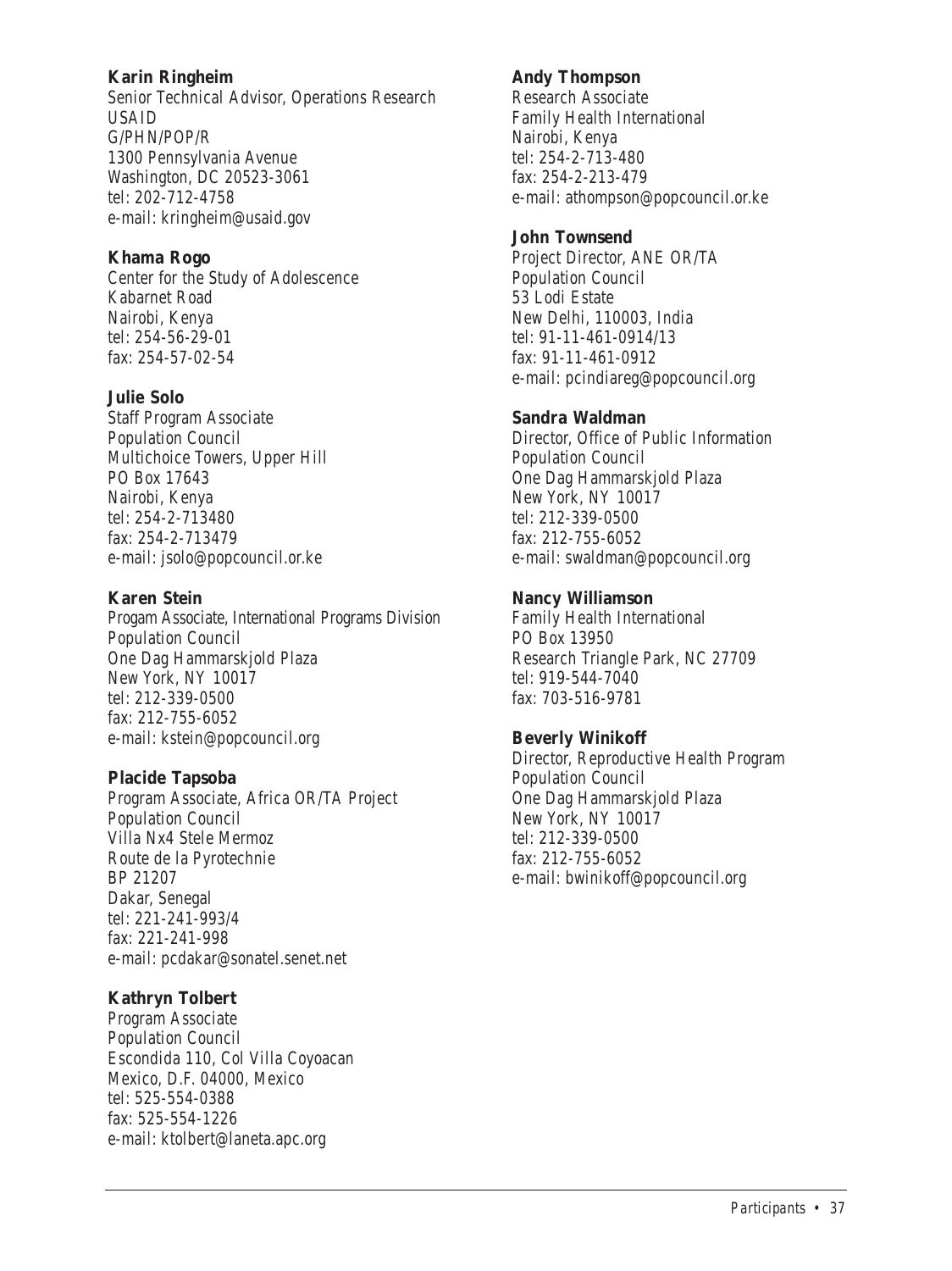**Karin Ringheim**
Senior Technical Advisor, Operations Research
USAID
G/PHN/POP/R
1300 Pennsylvania Avenue
Washington, DC 20523-3061
tel: 202-712-4758
e-mail: kringheim@usaid.gov

**Khama Rogo**
Center for the Study of Adolescence
Kabarnet Road
Nairobi, Kenya
tel: 254-56-29-01
fax: 254-57-02-54

**Julie Solo**
Staff Program Associate
Population Council
Multichoice Towers, Upper Hill
PO Box 17643
Nairobi, Kenya
tel: 254-2-713480
fax: 254-2-713479
e-mail: jsolo@popcouncil.or.ke

**Karen Stein**
Progam Associate, International Programs Division
Population Council
One Dag Hammarskjold Plaza
New York, NY 10017
tel: 212-339-0500
fax: 212-755-6052
e-mail: kstein@popcouncil.org

**Placide Tapsoba**
Program Associate, Africa OR/TA Project
Population Council
Villa Nx4 Stele Mermoz
Route de la Pyrotechnie
BP 21207
Dakar, Senegal
tel: 221-241-993/4
fax: 221-241-998
e-mail: pcdakar@sonatel.senet.net

**Kathryn Tolbert**
Program Associate
Population Council
Escondida 110, Col Villa Coyoacan
Mexico, D.F. 04000, Mexico
tel: 525-554-0388
fax: 525-554-1226
e-mail: ktolbert@laneta.apc.org

**Andy Thompson**
Research Associate
Family Health International
Nairobi, Kenya
tel: 254-2-713-480
fax: 254-2-213-479
e-mail: athompson@popcouncil.or.ke

**John Townsend**
Project Director, ANE OR/TA
Population Council
53 Lodi Estate
New Delhi, 110003, India
tel: 91-11-461-0914/13
fax: 91-11-461-0912
e-mail: pcindiareg@popcouncil.org

**Sandra Waldman**
Director, Office of Public Information
Population Council
One Dag Hammarskjold Plaza
New York, NY 10017
tel: 212-339-0500
fax: 212-755-6052
e-mail: swaldman@popcouncil.org

**Nancy Williamson**
Family Health International
PO Box 13950
Research Triangle Park, NC 27709
tel: 919-544-7040
fax: 703-516-9781

**Beverly Winikoff**
Director, Reproductive Health Program
Population Council
One Dag Hammarskjold Plaza
New York, NY 10017
tel: 212-339-0500
fax: 212-755-6052
e-mail: bwinikoff@popcouncil.org